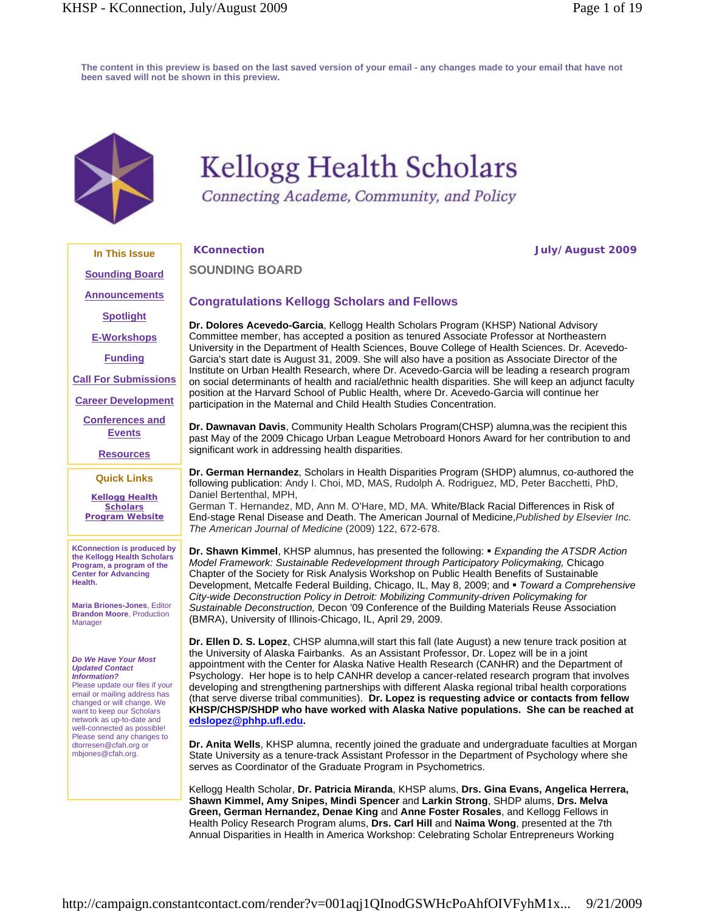The content in this preview is based on the last saved version of your email - any changes made to your email that have not been saved will not be shown in this preview.

# Kellogg Health Scholars

*Connecting Academe, Community, and Policy*

**In This Issue**

- Sounding Board
- Announcements
- Spotlight
- E-Workshops
- Funding
- Call For Submissions
- Career Development
- Conferences and Events
- Resources

**Quick Links**

- Kellogg Health Scholars Program Website

**KConnection is produced by the Kellogg Health Scholars Program, a program of the Center for Advancing Health.**

**Maria Briones-Jones**, Editor
**Brandon Moore**, Production Manager

***Do We Have Your Most Updated Contact Information?***
Please update our files if your email or mailing address has changed or will change. We want to keep our Scholars network as up-to-date and well-connected as possible! Please send any changes to dtorresen@cfah.org or mbjones@cfah.org.

**KConnection** — **July/August 2009**

## SOUNDING BOARD

### Congratulations Kellogg Scholars and Fellows

**Dr. Dolores Acevedo-Garcia**, Kellogg Health Scholars Program (KHSP) National Advisory Committee member, has accepted a position as tenured Associate Professor at Northeastern University in the Department of Health Sciences, Bouve College of Health Sciences. Dr. Acevedo-Garcia's start date is August 31, 2009. She will also have a position as Associate Director of the Institute on Urban Health Research, where Dr. Acevedo-Garcia will be leading a research program on social determinants of health and racial/ethnic health disparities. She will keep an adjunct faculty position at the Harvard School of Public Health, where Dr. Acevedo-Garcia will continue her participation in the Maternal and Child Health Studies Concentration.

**Dr. Dawnavan Davis**, Community Health Scholars Program(CHSP) alumna,was the recipient this past May of the 2009 Chicago Urban League Metroboard Honors Award for her contribution to and significant work in addressing health disparities.

**Dr. German Hernandez**, Scholars in Health Disparities Program (SHDP) alumnus, co-authored the following publication: Andy I. Choi, MD, MAS, Rudolph A. Rodriguez, MD, Peter Bacchetti, PhD, Daniel Bertenthal, MPH,
German T. Hernandez, MD, Ann M. O'Hare, MD, MA. White/Black Racial Differences in Risk of End-stage Renal Disease and Death. The American Journal of Medicine,*Published by Elsevier Inc. The American Journal of Medicine* (2009) 122, 672-678.

**Dr. Shawn Kimmel**, KHSP alumnus, has presented the following: ▪ *Expanding the ATSDR Action Model Framework: Sustainable Redevelopment through Participatory Policymaking,* Chicago Chapter of the Society for Risk Analysis Workshop on Public Health Benefits of Sustainable Development, Metcalfe Federal Building, Chicago, IL, May 8, 2009; and ▪ *Toward a Comprehensive City-wide Deconstruction Policy in Detroit: Mobilizing Community-driven Policymaking for Sustainable Deconstruction,* Decon '09 Conference of the Building Materials Reuse Association (BMRA), University of Illinois-Chicago, IL, April 29, 2009.

**Dr. Ellen D. S. Lopez**, CHSP alumna,will start this fall (late August) a new tenure track position at the University of Alaska Fairbanks. As an Assistant Professor, Dr. Lopez will be in a joint appointment with the Center for Alaska Native Health Research (CANHR) and the Department of Psychology. Her hope is to help CANHR develop a cancer-related research program that involves developing and strengthening partnerships with different Alaska regional tribal health corporations (that serve diverse tribal communities). **Dr. Lopez is requesting advice or contacts from fellow KHSP/CHSP/SHDP who have worked with Alaska Native populations. She can be reached at edslopez@phhp.ufl.edu.**

**Dr. Anita Wells**, KHSP alumna, recently joined the graduate and undergraduate faculties at Morgan State University as a tenure-track Assistant Professor in the Department of Psychology where she serves as Coordinator of the Graduate Program in Psychometrics.

Kellogg Health Scholar, **Dr. Patricia Miranda**, KHSP alums, **Drs. Gina Evans, Angelica Herrera, Shawn Kimmel, Amy Snipes, Mindi Spencer** and **Larkin Strong**, SHDP alums, **Drs. Melva Green, German Hernandez, Denae King** and **Anne Foster Rosales**, and Kellogg Fellows in Health Policy Research Program alums, **Drs. Carl Hill** and **Naima Wong**, presented at the 7th Annual Disparities in Health in America Workshop: Celebrating Scholar Entrepreneurs Working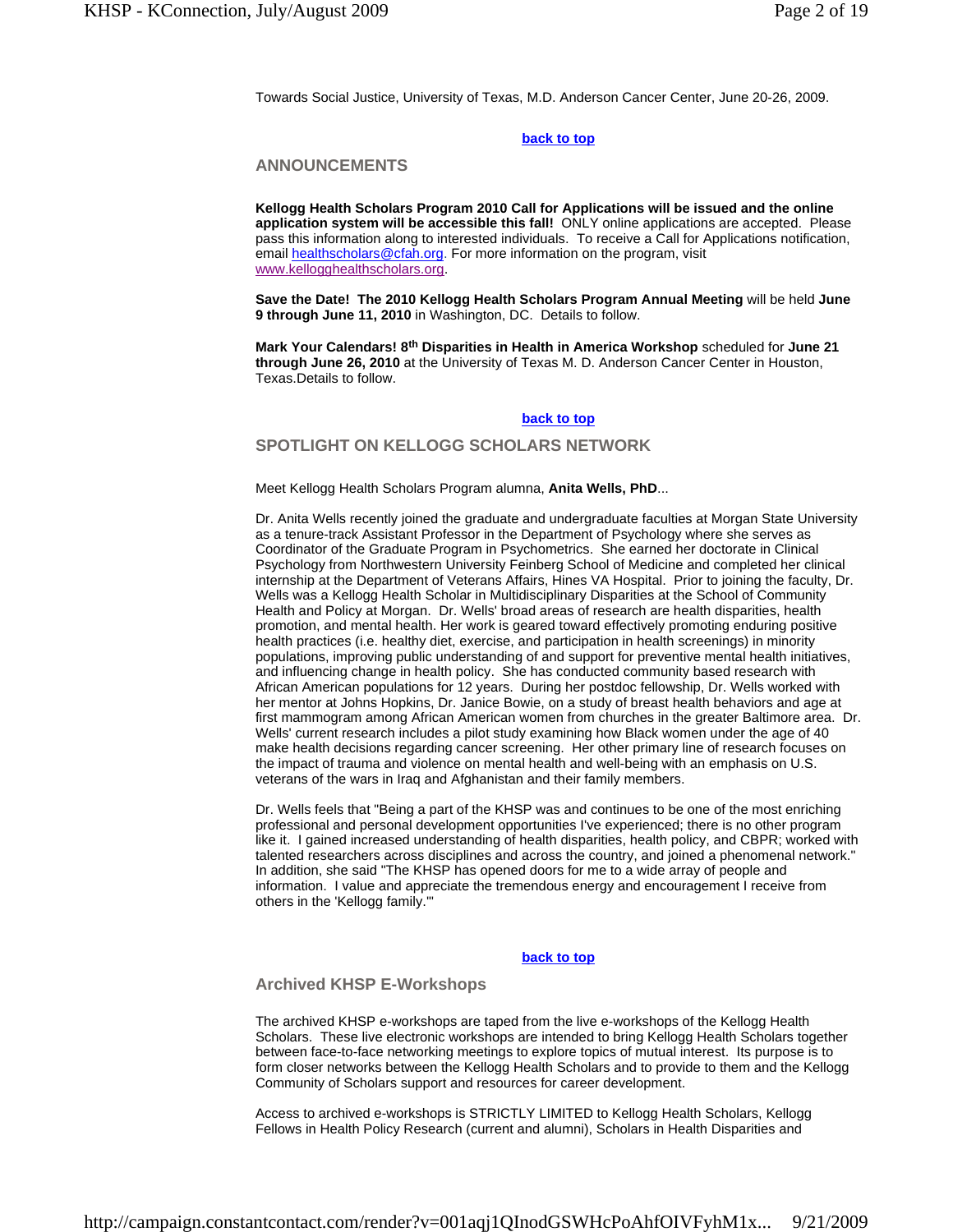Towards Social Justice, University of Texas, M.D. Anderson Cancer Center, June 20-26, 2009.

**back to top**

## ANNOUNCEMENTS

**Kellogg Health Scholars Program 2010 Call for Applications will be issued and the online application system will be accessible this fall!** ONLY online applications are accepted. Please pass this information along to interested individuals. To receive a Call for Applications notification, email healthscholars@cfah.org. For more information on the program, visit www.kellogghealthscholars.org.

**Save the Date! The 2010 Kellogg Health Scholars Program Annual Meeting** will be held **June 9 through June 11, 2010** in Washington, DC. Details to follow.

**Mark Your Calendars! 8th Disparities in Health in America Workshop** scheduled for **June 21 through June 26, 2010** at the University of Texas M. D. Anderson Cancer Center in Houston, Texas.Details to follow.

**back to top**

## SPOTLIGHT ON KELLOGG SCHOLARS NETWORK

Meet Kellogg Health Scholars Program alumna, **Anita Wells, PhD**...

Dr. Anita Wells recently joined the graduate and undergraduate faculties at Morgan State University as a tenure-track Assistant Professor in the Department of Psychology where she serves as Coordinator of the Graduate Program in Psychometrics. She earned her doctorate in Clinical Psychology from Northwestern University Feinberg School of Medicine and completed her clinical internship at the Department of Veterans Affairs, Hines VA Hospital. Prior to joining the faculty, Dr. Wells was a Kellogg Health Scholar in Multidisciplinary Disparities at the School of Community Health and Policy at Morgan. Dr. Wells' broad areas of research are health disparities, health promotion, and mental health. Her work is geared toward effectively promoting enduring positive health practices (i.e. healthy diet, exercise, and participation in health screenings) in minority populations, improving public understanding of and support for preventive mental health initiatives, and influencing change in health policy. She has conducted community based research with African American populations for 12 years. During her postdoc fellowship, Dr. Wells worked with her mentor at Johns Hopkins, Dr. Janice Bowie, on a study of breast health behaviors and age at first mammogram among African American women from churches in the greater Baltimore area. Dr. Wells' current research includes a pilot study examining how Black women under the age of 40 make health decisions regarding cancer screening. Her other primary line of research focuses on the impact of trauma and violence on mental health and well-being with an emphasis on U.S. veterans of the wars in Iraq and Afghanistan and their family members.

Dr. Wells feels that "Being a part of the KHSP was and continues to be one of the most enriching professional and personal development opportunities I've experienced; there is no other program like it. I gained increased understanding of health disparities, health policy, and CBPR; worked with talented researchers across disciplines and across the country, and joined a phenomenal network." In addition, she said "The KHSP has opened doors for me to a wide array of people and information. I value and appreciate the tremendous energy and encouragement I receive from others in the 'Kellogg family.'"

**back to top**

## Archived KHSP E-Workshops

The archived KHSP e-workshops are taped from the live e-workshops of the Kellogg Health Scholars. These live electronic workshops are intended to bring Kellogg Health Scholars together between face-to-face networking meetings to explore topics of mutual interest. Its purpose is to form closer networks between the Kellogg Health Scholars and to provide to them and the Kellogg Community of Scholars support and resources for career development.

Access to archived e-workshops is STRICTLY LIMITED to Kellogg Health Scholars, Kellogg Fellows in Health Policy Research (current and alumni), Scholars in Health Disparities and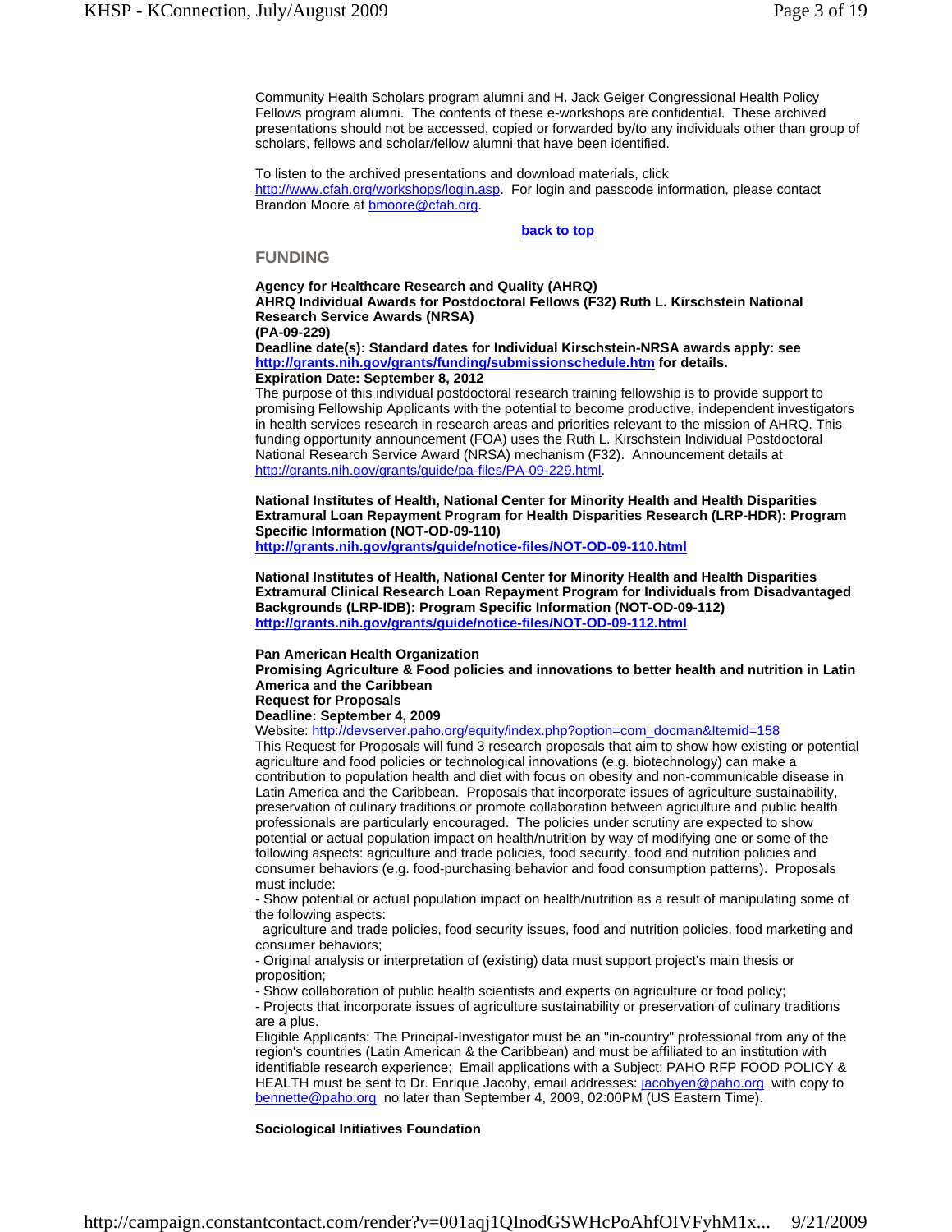Community Health Scholars program alumni and H. Jack Geiger Congressional Health Policy Fellows program alumni. The contents of these e-workshops are confidential. These archived presentations should not be accessed, copied or forwarded by/to any individuals other than group of scholars, fellows and scholar/fellow alumni that have been identified.

To listen to the archived presentations and download materials, click http://www.cfah.org/workshops/login.asp. For login and passcode information, please contact Brandon Moore at bmoore@cfah.org.

**back to top**

## FUNDING

**Agency for Healthcare Research and Quality (AHRQ)**
**AHRQ Individual Awards for Postdoctoral Fellows (F32) Ruth L. Kirschstein National Research Service Awards (NRSA)**
**(PA-09-229)**
**Deadline date(s): Standard dates for Individual Kirschstein-NRSA awards apply: see http://grants.nih.gov/grants/funding/submissionschedule.htm for details.**
**Expiration Date: September 8, 2012**
The purpose of this individual postdoctoral research training fellowship is to provide support to promising Fellowship Applicants with the potential to become productive, independent investigators in health services research in research areas and priorities relevant to the mission of AHRQ. This funding opportunity announcement (FOA) uses the Ruth L. Kirschstein Individual Postdoctoral National Research Service Award (NRSA) mechanism (F32). Announcement details at http://grants.nih.gov/grants/guide/pa-files/PA-09-229.html.

**National Institutes of Health, National Center for Minority Health and Health Disparities Extramural Loan Repayment Program for Health Disparities Research (LRP-HDR): Program Specific Information (NOT-OD-09-110)**
**http://grants.nih.gov/grants/guide/notice-files/NOT-OD-09-110.html**

**National Institutes of Health, National Center for Minority Health and Health Disparities Extramural Clinical Research Loan Repayment Program for Individuals from Disadvantaged Backgrounds (LRP-IDB): Program Specific Information (NOT-OD-09-112)**
**http://grants.nih.gov/grants/guide/notice-files/NOT-OD-09-112.html**

**Pan American Health Organization**
**Promising Agriculture & Food policies and innovations to better health and nutrition in Latin America and the Caribbean**
**Request for Proposals**
**Deadline: September 4, 2009**
Website: http://devserver.paho.org/equity/index.php?option=com_docman&Itemid=158
This Request for Proposals will fund 3 research proposals that aim to show how existing or potential agriculture and food policies or technological innovations (e.g. biotechnology) can make a contribution to population health and diet with focus on obesity and non-communicable disease in Latin America and the Caribbean. Proposals that incorporate issues of agriculture sustainability, preservation of culinary traditions or promote collaboration between agriculture and public health professionals are particularly encouraged. The policies under scrutiny are expected to show potential or actual population impact on health/nutrition by way of modifying one or some of the following aspects: agriculture and trade policies, food security, food and nutrition policies and consumer behaviors (e.g. food-purchasing behavior and food consumption patterns). Proposals must include:
- Show potential or actual population impact on health/nutrition as a result of manipulating some of the following aspects:
  agriculture and trade policies, food security issues, food and nutrition policies, food marketing and consumer behaviors;
- Original analysis or interpretation of (existing) data must support project's main thesis or proposition;
- Show collaboration of public health scientists and experts on agriculture or food policy;
- Projects that incorporate issues of agriculture sustainability or preservation of culinary traditions are a plus.

Eligible Applicants: The Principal-Investigator must be an "in-country" professional from any of the region's countries (Latin American & the Caribbean) and must be affiliated to an institution with identifiable research experience; Email applications with a Subject: PAHO RFP FOOD POLICY & HEALTH must be sent to Dr. Enrique Jacoby, email addresses: jacobyen@paho.org with copy to bennette@paho.org no later than September 4, 2009, 02:00PM (US Eastern Time).

**Sociological Initiatives Foundation**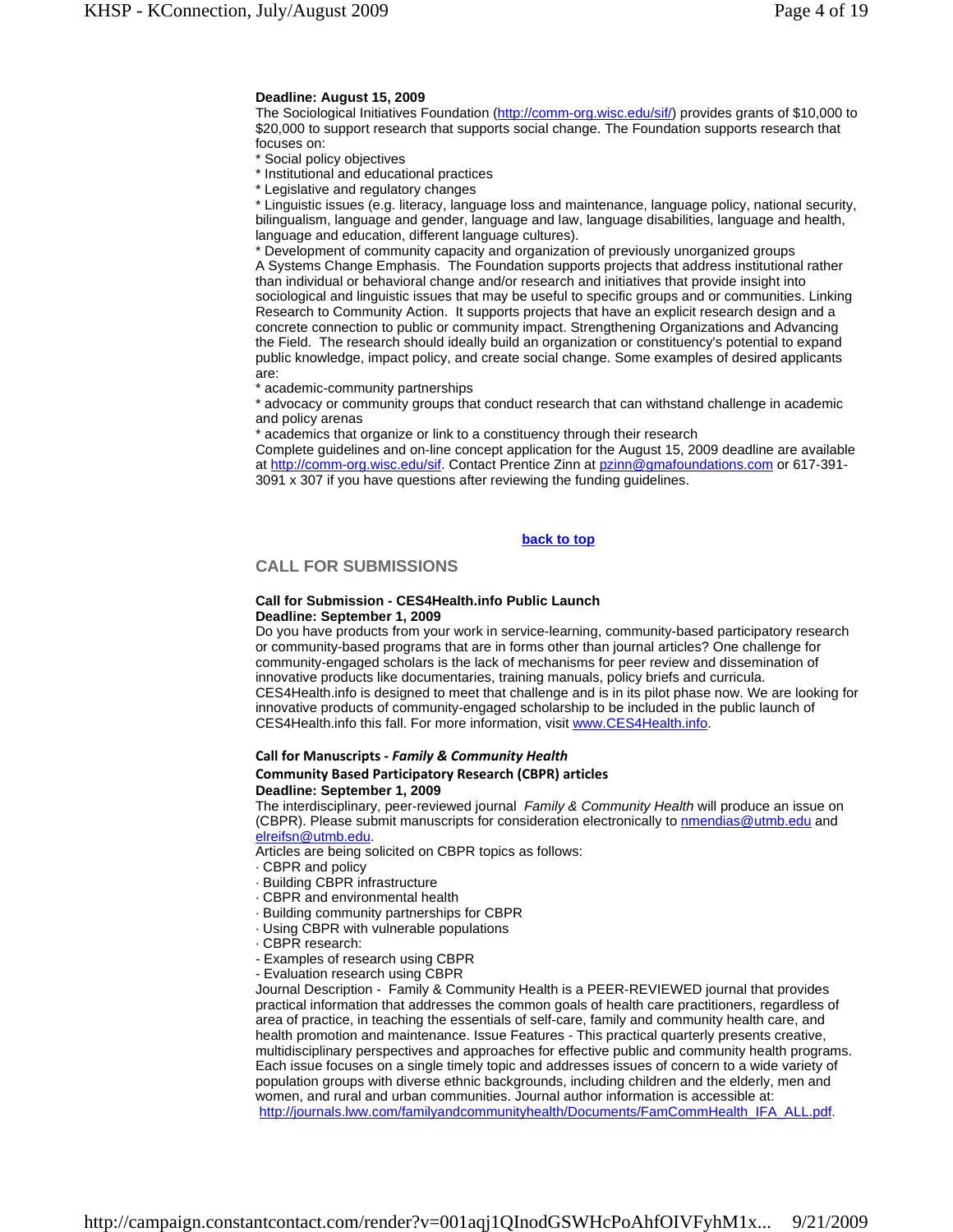**Deadline: August 15, 2009**

The Sociological Initiatives Foundation (http://comm-org.wisc.edu/sif/) provides grants of $10,000 to $20,000 to support research that supports social change. The Foundation supports research that focuses on:

* Social policy objectives
* Institutional and educational practices
* Legislative and regulatory changes
* Linguistic issues (e.g. literacy, language loss and maintenance, language policy, national security, bilingualism, language and gender, language and law, language disabilities, language and health, language and education, different language cultures).
* Development of community capacity and organization of previously unorganized groups

A Systems Change Emphasis. The Foundation supports projects that address institutional rather than individual or behavioral change and/or research and initiatives that provide insight into sociological and linguistic issues that may be useful to specific groups and or communities. Linking Research to Community Action. It supports projects that have an explicit research design and a concrete connection to public or community impact. Strengthening Organizations and Advancing the Field. The research should ideally build an organization or constituency's potential to expand public knowledge, impact policy, and create social change. Some examples of desired applicants are:

* academic-community partnerships
* advocacy or community groups that conduct research that can withstand challenge in academic and policy arenas
* academics that organize or link to a constituency through their research

Complete guidelines and on-line concept application for the August 15, 2009 deadline are available at http://comm-org.wisc.edu/sif. Contact Prentice Zinn at pzinn@gmafoundations.com or 617-391-3091 x 307 if you have questions after reviewing the funding guidelines.

**back to top**

## CALL FOR SUBMISSIONS

**Call for Submission - CES4Health.info Public Launch**
**Deadline: September 1, 2009**

Do you have products from your work in service-learning, community-based participatory research or community-based programs that are in forms other than journal articles? One challenge for community-engaged scholars is the lack of mechanisms for peer review and dissemination of innovative products like documentaries, training manuals, policy briefs and curricula. CES4Health.info is designed to meet that challenge and is in its pilot phase now. We are looking for innovative products of community-engaged scholarship to be included in the public launch of CES4Health.info this fall. For more information, visit www.CES4Health.info.

**Call for Manuscripts - *Family & Community Health***
**Community Based Participatory Research (CBPR) articles**
**Deadline: September 1, 2009**

The interdisciplinary, peer-reviewed journal *Family & Community Health* will produce an issue on (CBPR). Please submit manuscripts for consideration electronically to nmendias@utmb.edu and elreifsn@utmb.edu.

Articles are being solicited on CBPR topics as follows:

· CBPR and policy
· Building CBPR infrastructure
· CBPR and environmental health
· Building community partnerships for CBPR
· Using CBPR with vulnerable populations
· CBPR research:
- Examples of research using CBPR
- Evaluation research using CBPR

Journal Description - Family & Community Health is a PEER-REVIEWED journal that provides practical information that addresses the common goals of health care practitioners, regardless of area of practice, in teaching the essentials of self-care, family and community health care, and health promotion and maintenance. Issue Features - This practical quarterly presents creative, multidisciplinary perspectives and approaches for effective public and community health programs. Each issue focuses on a single timely topic and addresses issues of concern to a wide variety of population groups with diverse ethnic backgrounds, including children and the elderly, men and women, and rural and urban communities. Journal author information is accessible at: http://journals.lww.com/familyandcommunityhealth/Documents/FamCommHealth_IFA_ALL.pdf.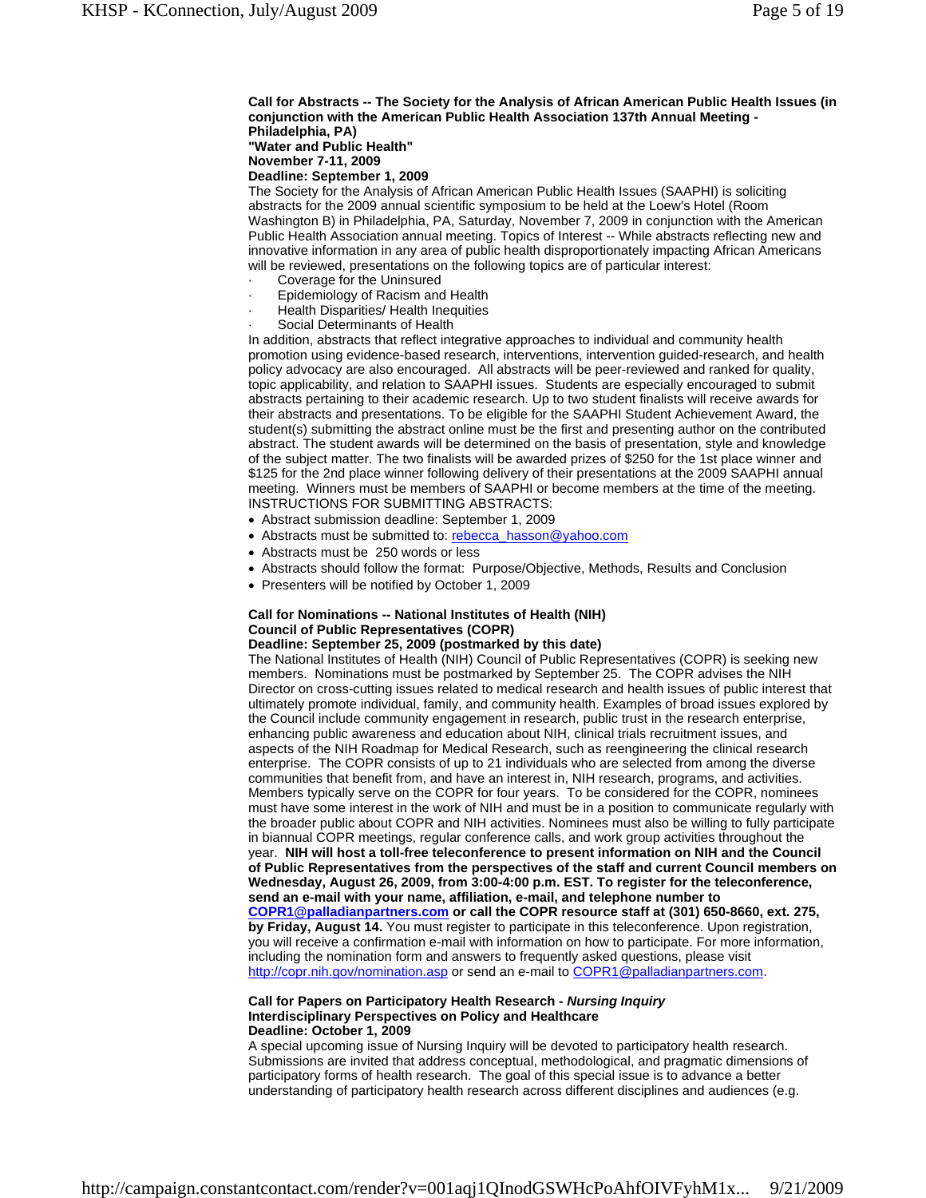**Call for Abstracts -- The Society for the Analysis of African American Public Health Issues (in conjunction with the American Public Health Association 137th Annual Meeting - Philadelphia, PA)**
**"Water and Public Health"**
**November 7-11, 2009**
**Deadline: September 1, 2009**

The Society for the Analysis of African American Public Health Issues (SAAPHI) is soliciting abstracts for the 2009 annual scientific symposium to be held at the Loew's Hotel (Room Washington B) in Philadelphia, PA, Saturday, November 7, 2009 in conjunction with the American Public Health Association annual meeting. Topics of Interest -- While abstracts reflecting new and innovative information in any area of public health disproportionately impacting African Americans will be reviewed, presentations on the following topics are of particular interest:

- Coverage for the Uninsured
- Epidemiology of Racism and Health
- Health Disparities/ Health Inequities
- Social Determinants of Health

In addition, abstracts that reflect integrative approaches to individual and community health promotion using evidence-based research, interventions, intervention guided-research, and health policy advocacy are also encouraged. All abstracts will be peer-reviewed and ranked for quality, topic applicability, and relation to SAAPHI issues. Students are especially encouraged to submit abstracts pertaining to their academic research. Up to two student finalists will receive awards for their abstracts and presentations. To be eligible for the SAAPHI Student Achievement Award, the student(s) submitting the abstract online must be the first and presenting author on the contributed abstract. The student awards will be determined on the basis of presentation, style and knowledge of the subject matter. The two finalists will be awarded prizes of $250 for the 1st place winner and $125 for the 2nd place winner following delivery of their presentations at the 2009 SAAPHI annual meeting. Winners must be members of SAAPHI or become members at the time of the meeting.

INSTRUCTIONS FOR SUBMITTING ABSTRACTS:

- Abstract submission deadline: September 1, 2009
- Abstracts must be submitted to: rebecca_hasson@yahoo.com
- Abstracts must be 250 words or less
- Abstracts should follow the format: Purpose/Objective, Methods, Results and Conclusion
- Presenters will be notified by October 1, 2009

**Call for Nominations -- National Institutes of Health (NIH) Council of Public Representatives (COPR)**
**Deadline: September 25, 2009 (postmarked by this date)**

The National Institutes of Health (NIH) Council of Public Representatives (COPR) is seeking new members. Nominations must be postmarked by September 25. The COPR advises the NIH Director on cross-cutting issues related to medical research and health issues of public interest that ultimately promote individual, family, and community health. Examples of broad issues explored by the Council include community engagement in research, public trust in the research enterprise, enhancing public awareness and education about NIH, clinical trials recruitment issues, and aspects of the NIH Roadmap for Medical Research, such as reengineering the clinical research enterprise. The COPR consists of up to 21 individuals who are selected from among the diverse communities that benefit from, and have an interest in, NIH research, programs, and activities. Members typically serve on the COPR for four years. To be considered for the COPR, nominees must have some interest in the work of NIH and must be in a position to communicate regularly with the broader public about COPR and NIH activities. Nominees must also be willing to fully participate in biannual COPR meetings, regular conference calls, and work group activities throughout the year. **NIH will host a toll-free teleconference to present information on NIH and the Council of Public Representatives from the perspectives of the staff and current Council members on Wednesday, August 26, 2009, from 3:00-4:00 p.m. EST. To register for the teleconference, send an e-mail with your name, affiliation, e-mail, and telephone number to COPR1@palladianpartners.com or call the COPR resource staff at (301) 650-8660, ext. 275, by Friday, August 14.** You must register to participate in this teleconference. Upon registration, you will receive a confirmation e-mail with information on how to participate. For more information, including the nomination form and answers to frequently asked questions, please visit http://copr.nih.gov/nomination.asp or send an e-mail to COPR1@palladianpartners.com.

**Call for Papers on Participatory Health Research - *Nursing Inquiry* Interdisciplinary Perspectives on Policy and Healthcare**
**Deadline: October 1, 2009**

A special upcoming issue of Nursing Inquiry will be devoted to participatory health research. Submissions are invited that address conceptual, methodological, and pragmatic dimensions of participatory forms of health research. The goal of this special issue is to advance a better understanding of participatory health research across different disciplines and audiences (e.g.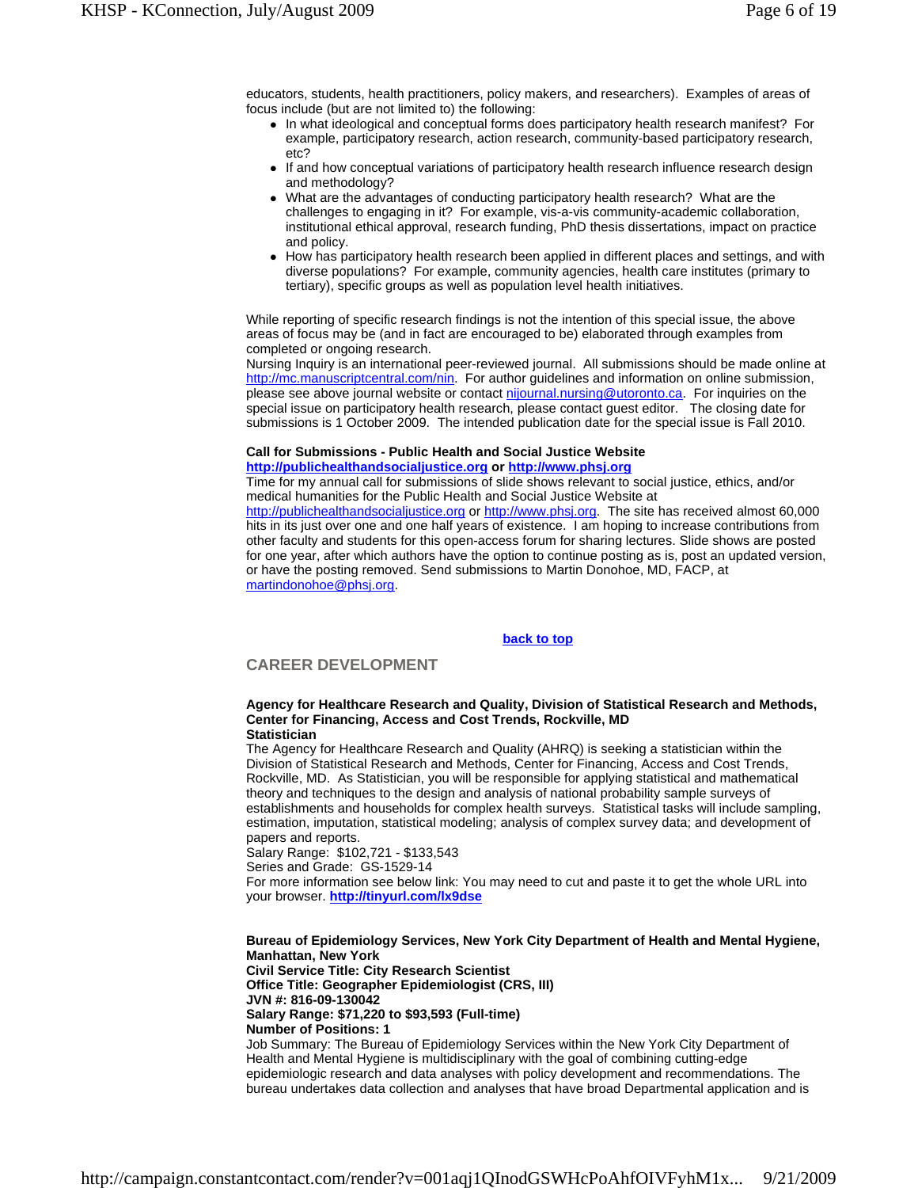educators, students, health practitioners, policy makers, and researchers). Examples of areas of focus include (but are not limited to) the following:

- In what ideological and conceptual forms does participatory health research manifest? For example, participatory research, action research, community-based participatory research, etc?
- If and how conceptual variations of participatory health research influence research design and methodology?
- What are the advantages of conducting participatory health research? What are the challenges to engaging in it? For example, vis-a-vis community-academic collaboration, institutional ethical approval, research funding, PhD thesis dissertations, impact on practice and policy.
- How has participatory health research been applied in different places and settings, and with diverse populations? For example, community agencies, health care institutes (primary to tertiary), specific groups as well as population level health initiatives.

While reporting of specific research findings is not the intention of this special issue, the above areas of focus may be (and in fact are encouraged to be) elaborated through examples from completed or ongoing research.

Nursing Inquiry is an international peer-reviewed journal. All submissions should be made online at http://mc.manuscriptcentral.com/nin. For author guidelines and information on online submission, please see above journal website or contact nijournal.nursing@utoronto.ca. For inquiries on the special issue on participatory health research, please contact guest editor. The closing date for submissions is 1 October 2009. The intended publication date for the special issue is Fall 2010.

**Call for Submissions - Public Health and Social Justice Website**
**http://publichealthandsocialjustice.org or http://www.phsj.org**

Time for my annual call for submissions of slide shows relevant to social justice, ethics, and/or medical humanities for the Public Health and Social Justice Website at http://publichealthandsocialjustice.org or http://www.phsj.org. The site has received almost 60,000 hits in its just over one and one half years of existence. I am hoping to increase contributions from other faculty and students for this open-access forum for sharing lectures. Slide shows are posted for one year, after which authors have the option to continue posting as is, post an updated version, or have the posting removed. Send submissions to Martin Donohoe, MD, FACP, at martindonohoe@phsj.org.

**back to top**

## CAREER DEVELOPMENT

**Agency for Healthcare Research and Quality, Division of Statistical Research and Methods, Center for Financing, Access and Cost Trends, Rockville, MD**
**Statistician**

The Agency for Healthcare Research and Quality (AHRQ) is seeking a statistician within the Division of Statistical Research and Methods, Center for Financing, Access and Cost Trends, Rockville, MD. As Statistician, you will be responsible for applying statistical and mathematical theory and techniques to the design and analysis of national probability sample surveys of establishments and households for complex health surveys. Statistical tasks will include sampling, estimation, imputation, statistical modeling; analysis of complex survey data; and development of papers and reports.

Salary Range: $102,721 - $133,543
Series and Grade: GS-1529-14
For more information see below link: You may need to cut and paste it to get the whole URL into your browser. **http://tinyurl.com/lx9dse**

**Bureau of Epidemiology Services, New York City Department of Health and Mental Hygiene, Manhattan, New York**
**Civil Service Title: City Research Scientist**
**Office Title: Geographer Epidemiologist (CRS, III)**
**JVN #: 816-09-130042**
**Salary Range: $71,220 to $93,593 (Full-time)**
**Number of Positions: 1**

Job Summary: The Bureau of Epidemiology Services within the New York City Department of Health and Mental Hygiene is multidisciplinary with the goal of combining cutting-edge epidemiologic research and data analyses with policy development and recommendations. The bureau undertakes data collection and analyses that have broad Departmental application and is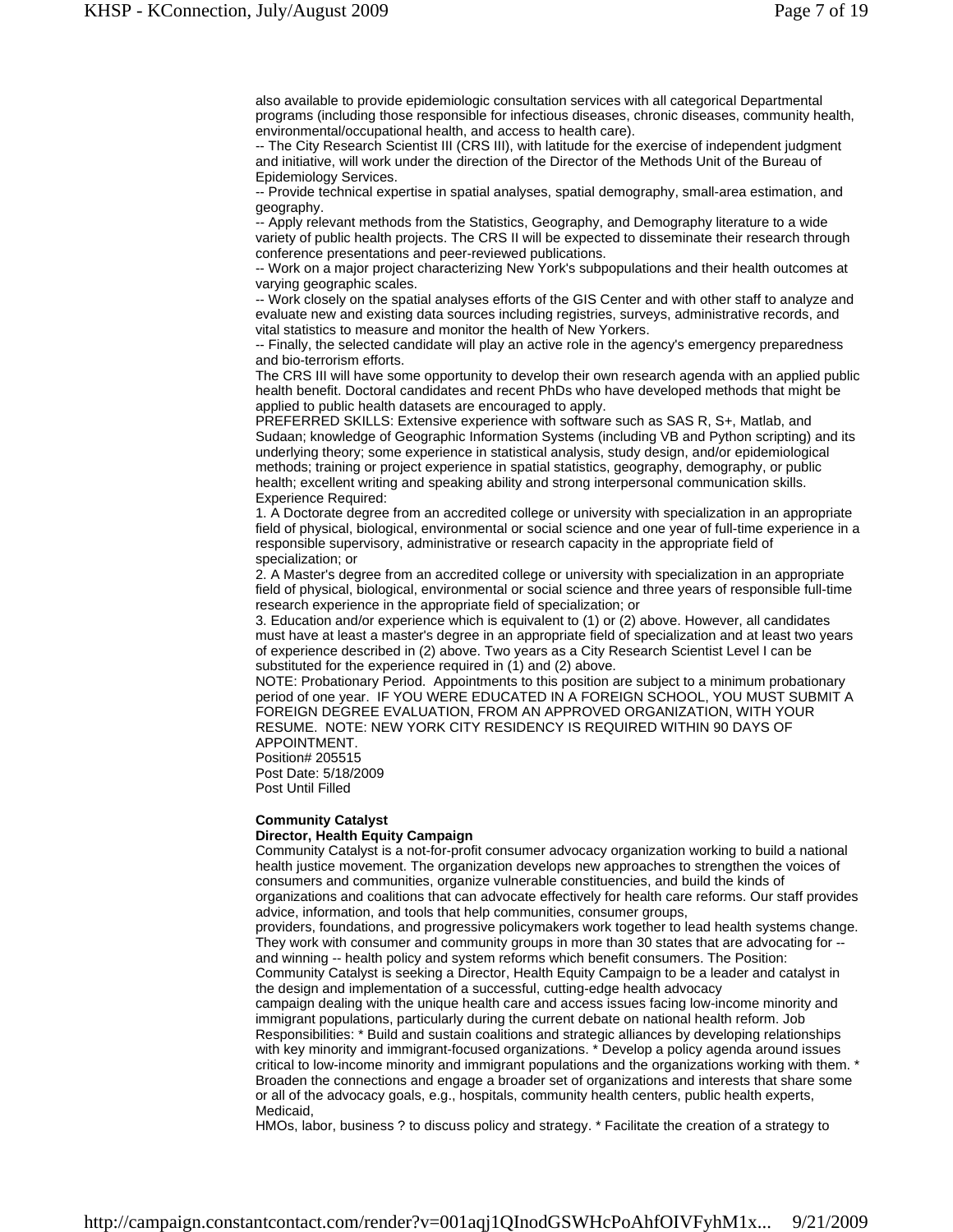also available to provide epidemiologic consultation services with all categorical Departmental programs (including those responsible for infectious diseases, chronic diseases, community health, environmental/occupational health, and access to health care).

-- The City Research Scientist III (CRS III), with latitude for the exercise of independent judgment and initiative, will work under the direction of the Director of the Methods Unit of the Bureau of Epidemiology Services.

-- Provide technical expertise in spatial analyses, spatial demography, small-area estimation, and geography.

-- Apply relevant methods from the Statistics, Geography, and Demography literature to a wide variety of public health projects. The CRS II will be expected to disseminate their research through conference presentations and peer-reviewed publications.

-- Work on a major project characterizing New York's subpopulations and their health outcomes at varying geographic scales.

-- Work closely on the spatial analyses efforts of the GIS Center and with other staff to analyze and evaluate new and existing data sources including registries, surveys, administrative records, and vital statistics to measure and monitor the health of New Yorkers.

-- Finally, the selected candidate will play an active role in the agency's emergency preparedness and bio-terrorism efforts.

The CRS III will have some opportunity to develop their own research agenda with an applied public health benefit. Doctoral candidates and recent PhDs who have developed methods that might be applied to public health datasets are encouraged to apply.

PREFERRED SKILLS: Extensive experience with software such as SAS R, S+, Matlab, and Sudaan; knowledge of Geographic Information Systems (including VB and Python scripting) and its underlying theory; some experience in statistical analysis, study design, and/or epidemiological methods; training or project experience in spatial statistics, geography, demography, or public health; excellent writing and speaking ability and strong interpersonal communication skills.

Experience Required:

1. A Doctorate degree from an accredited college or university with specialization in an appropriate field of physical, biological, environmental or social science and one year of full-time experience in a responsible supervisory, administrative or research capacity in the appropriate field of specialization; or

2. A Master's degree from an accredited college or university with specialization in an appropriate field of physical, biological, environmental or social science and three years of responsible full-time research experience in the appropriate field of specialization; or

3. Education and/or experience which is equivalent to (1) or (2) above. However, all candidates must have at least a master's degree in an appropriate field of specialization and at least two years of experience described in (2) above. Two years as a City Research Scientist Level I can be substituted for the experience required in (1) and (2) above.

NOTE: Probationary Period. Appointments to this position are subject to a minimum probationary period of one year. IF YOU WERE EDUCATED IN A FOREIGN SCHOOL, YOU MUST SUBMIT A FOREIGN DEGREE EVALUATION, FROM AN APPROVED ORGANIZATION, WITH YOUR RESUME. NOTE: NEW YORK CITY RESIDENCY IS REQUIRED WITHIN 90 DAYS OF APPOINTMENT.

Position# 205515

Post Date: 5/18/2009

Post Until Filled

**Community Catalyst**

**Director, Health Equity Campaign**

Community Catalyst is a not-for-profit consumer advocacy organization working to build a national health justice movement. The organization develops new approaches to strengthen the voices of consumers and communities, organize vulnerable constituencies, and build the kinds of organizations and coalitions that can advocate effectively for health care reforms. Our staff provides advice, information, and tools that help communities, consumer groups, providers, foundations, and progressive policymakers work together to lead health systems change. They work with consumer and community groups in more than 30 states that are advocating for -- and winning -- health policy and system reforms which benefit consumers. The Position: Community Catalyst is seeking a Director, Health Equity Campaign to be a leader and catalyst in the design and implementation of a successful, cutting-edge health advocacy campaign dealing with the unique health care and access issues facing low-income minority and immigrant populations, particularly during the current debate on national health reform. Job Responsibilities: * Build and sustain coalitions and strategic alliances by developing relationships with key minority and immigrant-focused organizations. * Develop a policy agenda around issues critical to low-income minority and immigrant populations and the organizations working with them. * Broaden the connections and engage a broader set of organizations and interests that share some or all of the advocacy goals, e.g., hospitals, community health centers, public health experts, Medicaid, HMOs, labor, business ? to discuss policy and strategy. * Facilitate the creation of a strategy to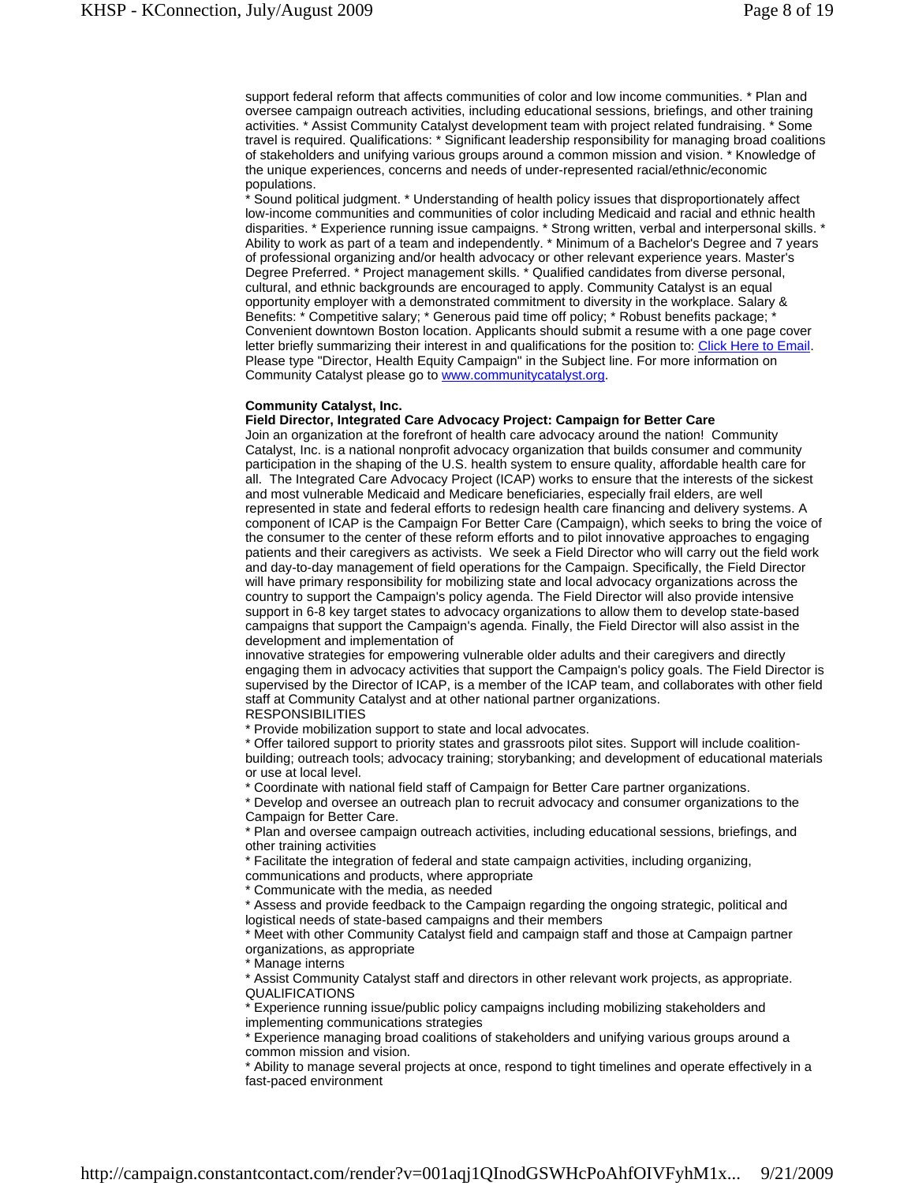support federal reform that affects communities of color and low income communities. * Plan and oversee campaign outreach activities, including educational sessions, briefings, and other training activities. * Assist Community Catalyst development team with project related fundraising. * Some travel is required. Qualifications: * Significant leadership responsibility for managing broad coalitions of stakeholders and unifying various groups around a common mission and vision. * Knowledge of the unique experiences, concerns and needs of under-represented racial/ethnic/economic populations.
* Sound political judgment. * Understanding of health policy issues that disproportionately affect low-income communities and communities of color including Medicaid and racial and ethnic health disparities. * Experience running issue campaigns. * Strong written, verbal and interpersonal skills. * Ability to work as part of a team and independently. * Minimum of a Bachelor's Degree and 7 years of professional organizing and/or health advocacy or other relevant experience years. Master's Degree Preferred. * Project management skills. * Qualified candidates from diverse personal, cultural, and ethnic backgrounds are encouraged to apply. Community Catalyst is an equal opportunity employer with a demonstrated commitment to diversity in the workplace. Salary & Benefits: * Competitive salary; * Generous paid time off policy; * Robust benefits package; * Convenient downtown Boston location. Applicants should submit a resume with a one page cover letter briefly summarizing their interest in and qualifications for the position to: Click Here to Email. Please type "Director, Health Equity Campaign" in the Subject line. For more information on Community Catalyst please go to www.communitycatalyst.org.

**Community Catalyst, Inc.**
**Field Director, Integrated Care Advocacy Project: Campaign for Better Care**
Join an organization at the forefront of health care advocacy around the nation! Community Catalyst, Inc. is a national nonprofit advocacy organization that builds consumer and community participation in the shaping of the U.S. health system to ensure quality, affordable health care for all. The Integrated Care Advocacy Project (ICAP) works to ensure that the interests of the sickest and most vulnerable Medicaid and Medicare beneficiaries, especially frail elders, are well represented in state and federal efforts to redesign health care financing and delivery systems. A component of ICAP is the Campaign For Better Care (Campaign), which seeks to bring the voice of the consumer to the center of these reform efforts and to pilot innovative approaches to engaging patients and their caregivers as activists. We seek a Field Director who will carry out the field work and day-to-day management of field operations for the Campaign. Specifically, the Field Director will have primary responsibility for mobilizing state and local advocacy organizations across the country to support the Campaign's policy agenda. The Field Director will also provide intensive support in 6-8 key target states to advocacy organizations to allow them to develop state-based campaigns that support the Campaign's agenda. Finally, the Field Director will also assist in the development and implementation of
innovative strategies for empowering vulnerable older adults and their caregivers and directly engaging them in advocacy activities that support the Campaign's policy goals. The Field Director is supervised by the Director of ICAP, is a member of the ICAP team, and collaborates with other field staff at Community Catalyst and at other national partner organizations.
RESPONSIBILITIES
* Provide mobilization support to state and local advocates.
* Offer tailored support to priority states and grassroots pilot sites. Support will include coalition-building; outreach tools; advocacy training; storybanking; and development of educational materials or use at local level.
* Coordinate with national field staff of Campaign for Better Care partner organizations.
* Develop and oversee an outreach plan to recruit advocacy and consumer organizations to the Campaign for Better Care.
* Plan and oversee campaign outreach activities, including educational sessions, briefings, and other training activities
* Facilitate the integration of federal and state campaign activities, including organizing, communications and products, where appropriate
* Communicate with the media, as needed
* Assess and provide feedback to the Campaign regarding the ongoing strategic, political and logistical needs of state-based campaigns and their members
* Meet with other Community Catalyst field and campaign staff and those at Campaign partner organizations, as appropriate
* Manage interns
* Assist Community Catalyst staff and directors in other relevant work projects, as appropriate.
QUALIFICATIONS
* Experience running issue/public policy campaigns including mobilizing stakeholders and implementing communications strategies
* Experience managing broad coalitions of stakeholders and unifying various groups around a common mission and vision.
* Ability to manage several projects at once, respond to tight timelines and operate effectively in a fast-paced environment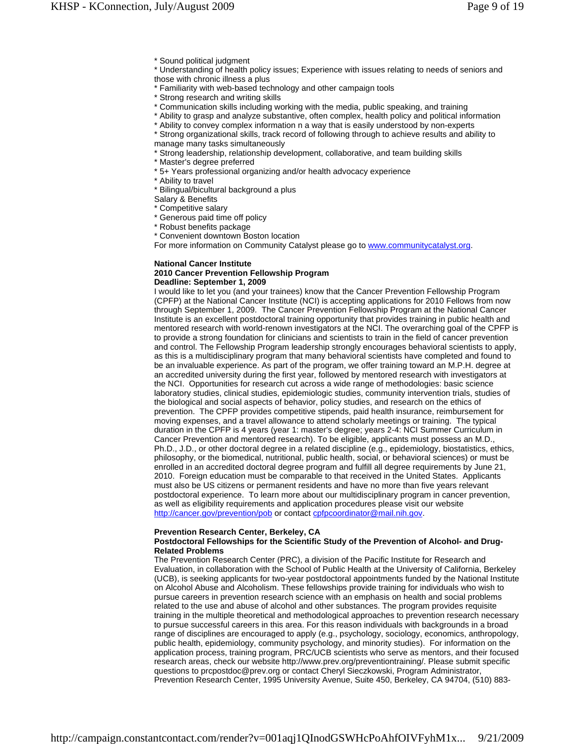* Sound political judgment
* Understanding of health policy issues; Experience with issues relating to needs of seniors and those with chronic illness a plus
* Familiarity with web-based technology and other campaign tools
* Strong research and writing skills
* Communication skills including working with the media, public speaking, and training
* Ability to grasp and analyze substantive, often complex, health policy and political information
* Ability to convey complex information n a way that is easily understood by non-experts
* Strong organizational skills, track record of following through to achieve results and ability to manage many tasks simultaneously
* Strong leadership, relationship development, collaborative, and team building skills
* Master's degree preferred
* 5+ Years professional organizing and/or health advocacy experience
* Ability to travel
* Bilingual/bicultural background a plus

Salary & Benefits

* Competitive salary
* Generous paid time off policy
* Robust benefits package
* Convenient downtown Boston location

For more information on Community Catalyst please go to www.communitycatalyst.org.

**National Cancer Institute**
**2010 Cancer Prevention Fellowship Program**
**Deadline: September 1, 2009**

I would like to let you (and your trainees) know that the Cancer Prevention Fellowship Program (CPFP) at the National Cancer Institute (NCI) is accepting applications for 2010 Fellows from now through September 1, 2009. The Cancer Prevention Fellowship Program at the National Cancer Institute is an excellent postdoctoral training opportunity that provides training in public health and mentored research with world-renown investigators at the NCI. The overarching goal of the CPFP is to provide a strong foundation for clinicians and scientists to train in the field of cancer prevention and control. The Fellowship Program leadership strongly encourages behavioral scientists to apply, as this is a multidisciplinary program that many behavioral scientists have completed and found to be an invaluable experience. As part of the program, we offer training toward an M.P.H. degree at an accredited university during the first year, followed by mentored research with investigators at the NCI. Opportunities for research cut across a wide range of methodologies: basic science laboratory studies, clinical studies, epidemiologic studies, community intervention trials, studies of the biological and social aspects of behavior, policy studies, and research on the ethics of prevention. The CPFP provides competitive stipends, paid health insurance, reimbursement for moving expenses, and a travel allowance to attend scholarly meetings or training. The typical duration in the CPFP is 4 years (year 1: master's degree; years 2-4: NCI Summer Curriculum in Cancer Prevention and mentored research). To be eligible, applicants must possess an M.D., Ph.D., J.D., or other doctoral degree in a related discipline (e.g., epidemiology, biostatistics, ethics, philosophy, or the biomedical, nutritional, public health, social, or behavioral sciences) or must be enrolled in an accredited doctoral degree program and fulfill all degree requirements by June 21, 2010. Foreign education must be comparable to that received in the United States. Applicants must also be US citizens or permanent residents and have no more than five years relevant postdoctoral experience. To learn more about our multidisciplinary program in cancer prevention, as well as eligibility requirements and application procedures please visit our website http://cancer.gov/prevention/pob or contact cpfpcoordinator@mail.nih.gov.

**Prevention Research Center, Berkeley, CA**
**Postdoctoral Fellowships for the Scientific Study of the Prevention of Alcohol- and Drug-Related Problems**

The Prevention Research Center (PRC), a division of the Pacific Institute for Research and Evaluation, in collaboration with the School of Public Health at the University of California, Berkeley (UCB), is seeking applicants for two-year postdoctoral appointments funded by the National Institute on Alcohol Abuse and Alcoholism. These fellowships provide training for individuals who wish to pursue careers in prevention research science with an emphasis on health and social problems related to the use and abuse of alcohol and other substances. The program provides requisite training in the multiple theoretical and methodological approaches to prevention research necessary to pursue successful careers in this area. For this reason individuals with backgrounds in a broad range of disciplines are encouraged to apply (e.g., psychology, sociology, economics, anthropology, public health, epidemiology, community psychology, and minority studies). For information on the application process, training program, PRC/UCB scientists who serve as mentors, and their focused research areas, check our website http://www.prev.org/preventiontraining/. Please submit specific questions to prcpostdoc@prev.org or contact Cheryl Sieczkowski, Program Administrator, Prevention Research Center, 1995 University Avenue, Suite 450, Berkeley, CA 94704, (510) 883-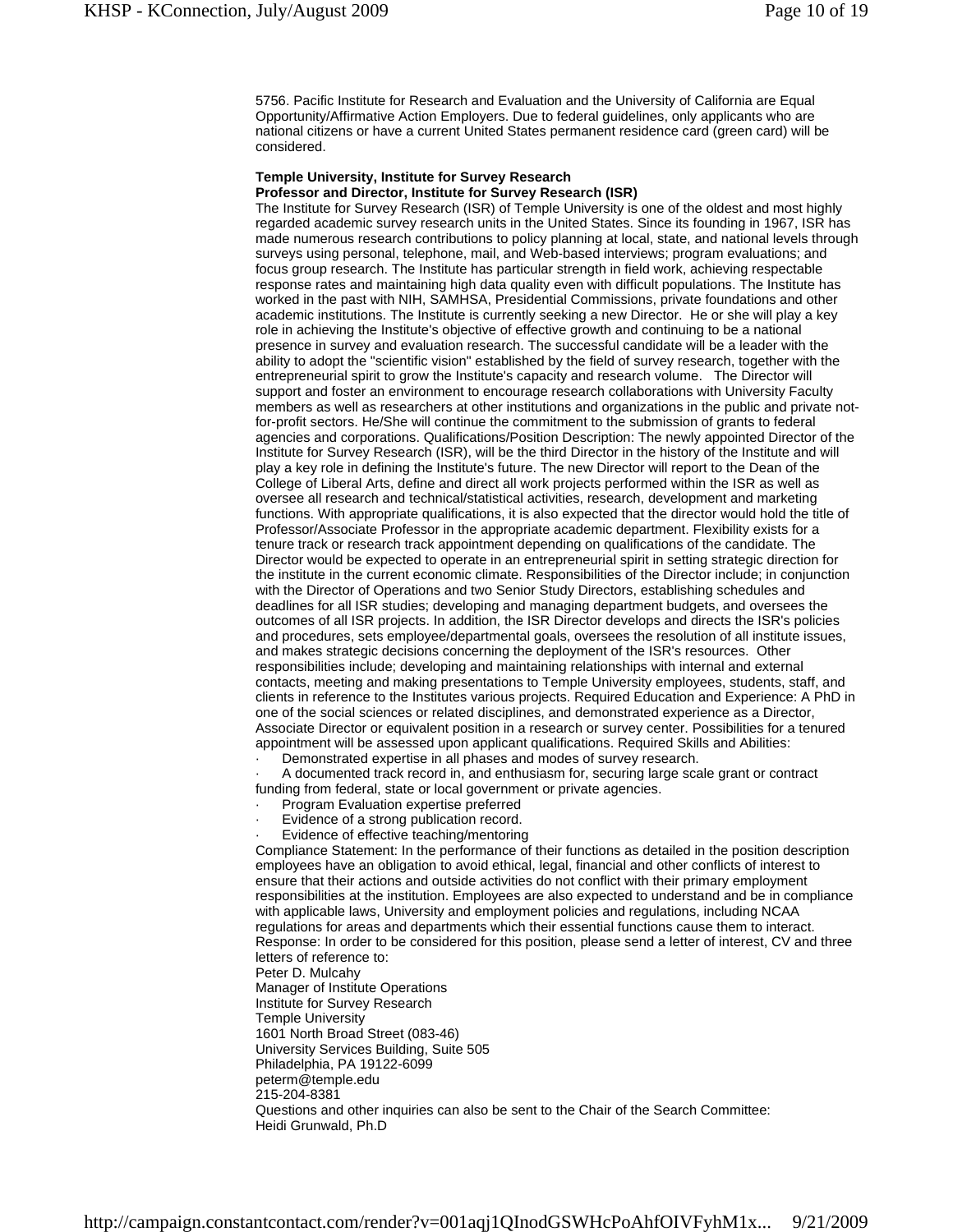5756. Pacific Institute for Research and Evaluation and the University of California are Equal Opportunity/Affirmative Action Employers. Due to federal guidelines, only applicants who are national citizens or have a current United States permanent residence card (green card) will be considered.

**Temple University, Institute for Survey Research**
**Professor and Director, Institute for Survey Research (ISR)**

The Institute for Survey Research (ISR) of Temple University is one of the oldest and most highly regarded academic survey research units in the United States. Since its founding in 1967, ISR has made numerous research contributions to policy planning at local, state, and national levels through surveys using personal, telephone, mail, and Web-based interviews; program evaluations; and focus group research. The Institute has particular strength in field work, achieving respectable response rates and maintaining high data quality even with difficult populations. The Institute has worked in the past with NIH, SAMHSA, Presidential Commissions, private foundations and other academic institutions. The Institute is currently seeking a new Director. He or she will play a key role in achieving the Institute's objective of effective growth and continuing to be a national presence in survey and evaluation research. The successful candidate will be a leader with the ability to adopt the "scientific vision" established by the field of survey research, together with the entrepreneurial spirit to grow the Institute's capacity and research volume. The Director will support and foster an environment to encourage research collaborations with University Faculty members as well as researchers at other institutions and organizations in the public and private not-for-profit sectors. He/She will continue the commitment to the submission of grants to federal agencies and corporations. Qualifications/Position Description: The newly appointed Director of the Institute for Survey Research (ISR), will be the third Director in the history of the Institute and will play a key role in defining the Institute's future. The new Director will report to the Dean of the College of Liberal Arts, define and direct all work projects performed within the ISR as well as oversee all research and technical/statistical activities, research, development and marketing functions. With appropriate qualifications, it is also expected that the director would hold the title of Professor/Associate Professor in the appropriate academic department. Flexibility exists for a tenure track or research track appointment depending on qualifications of the candidate. The Director would be expected to operate in an entrepreneurial spirit in setting strategic direction for the institute in the current economic climate. Responsibilities of the Director include; in conjunction with the Director of Operations and two Senior Study Directors, establishing schedules and deadlines for all ISR studies; developing and managing department budgets, and oversees the outcomes of all ISR projects. In addition, the ISR Director develops and directs the ISR's policies and procedures, sets employee/departmental goals, oversees the resolution of all institute issues, and makes strategic decisions concerning the deployment of the ISR's resources. Other responsibilities include; developing and maintaining relationships with internal and external contacts, meeting and making presentations to Temple University employees, students, staff, and clients in reference to the Institutes various projects. Required Education and Experience: A PhD in one of the social sciences or related disciplines, and demonstrated experience as a Director, Associate Director or equivalent position in a research or survey center. Possibilities for a tenured appointment will be assessed upon applicant qualifications. Required Skills and Abilities:

- Demonstrated expertise in all phases and modes of survey research.
- A documented track record in, and enthusiasm for, securing large scale grant or contract funding from federal, state or local government or private agencies.
- Program Evaluation expertise preferred
- Evidence of a strong publication record.
- Evidence of effective teaching/mentoring

Compliance Statement: In the performance of their functions as detailed in the position description employees have an obligation to avoid ethical, legal, financial and other conflicts of interest to ensure that their actions and outside activities do not conflict with their primary employment responsibilities at the institution. Employees are also expected to understand and be in compliance with applicable laws, University and employment policies and regulations, including NCAA regulations for areas and departments which their essential functions cause them to interact.
Response: In order to be considered for this position, please send a letter of interest, CV and three letters of reference to:
Peter D. Mulcahy
Manager of Institute Operations
Institute for Survey Research
Temple University
1601 North Broad Street (083-46)
University Services Building, Suite 505
Philadelphia, PA 19122-6099
peterm@temple.edu
215-204-8381
Questions and other inquiries can also be sent to the Chair of the Search Committee:
Heidi Grunwald, Ph.D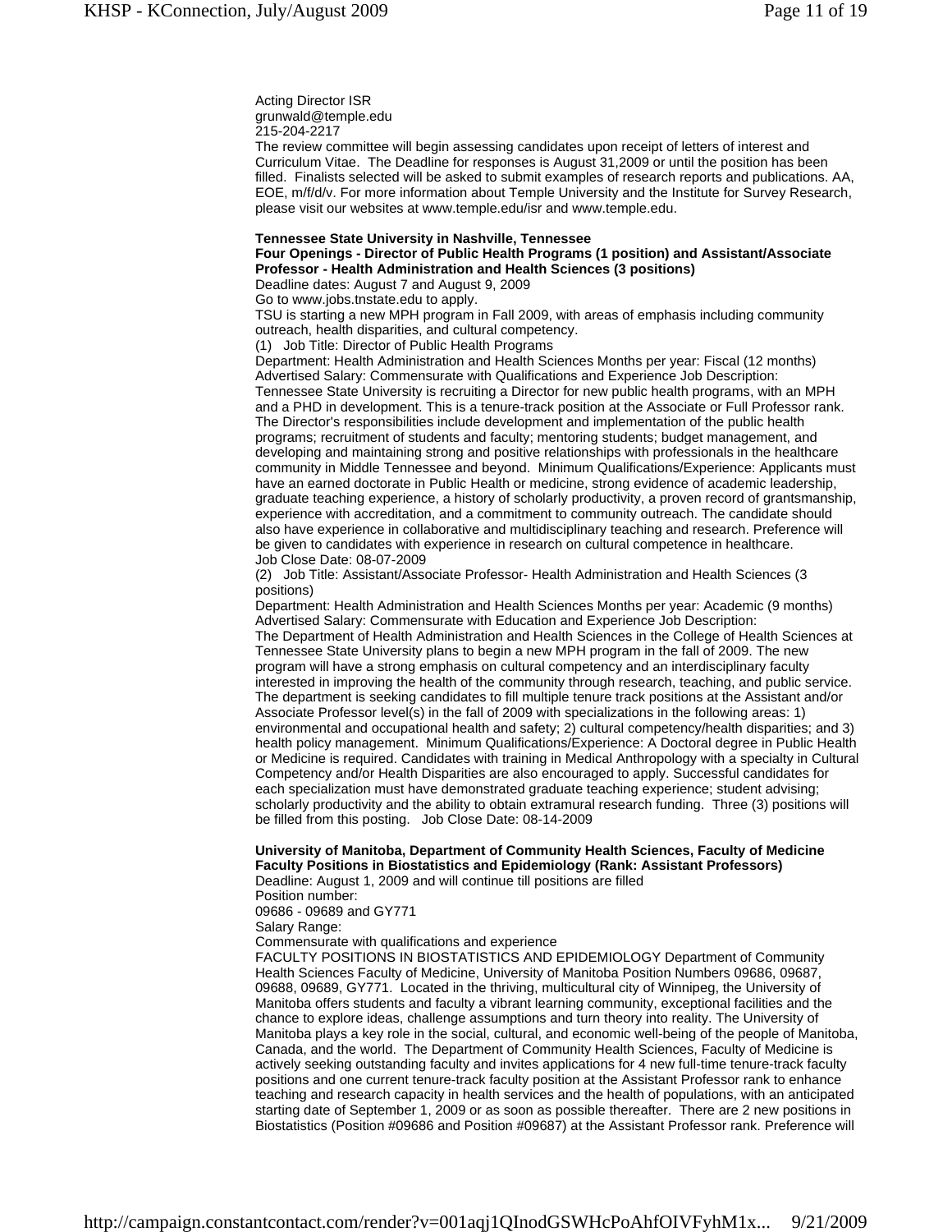Acting Director ISR
grunwald@temple.edu
215-204-2217
The review committee will begin assessing candidates upon receipt of letters of interest and Curriculum Vitae. The Deadline for responses is August 31,2009 or until the position has been filled. Finalists selected will be asked to submit examples of research reports and publications. AA, EOE, m/f/d/v. For more information about Temple University and the Institute for Survey Research, please visit our websites at www.temple.edu/isr and www.temple.edu.

**Tennessee State University in Nashville, Tennessee**
**Four Openings - Director of Public Health Programs (1 position) and Assistant/Associate Professor - Health Administration and Health Sciences (3 positions)**
Deadline dates: August 7 and August 9, 2009
Go to www.jobs.tnstate.edu to apply.
TSU is starting a new MPH program in Fall 2009, with areas of emphasis including community outreach, health disparities, and cultural competency.
(1) Job Title: Director of Public Health Programs
Department: Health Administration and Health Sciences Months per year: Fiscal (12 months) Advertised Salary: Commensurate with Qualifications and Experience Job Description:
Tennessee State University is recruiting a Director for new public health programs, with an MPH and a PHD in development. This is a tenure-track position at the Associate or Full Professor rank. The Director's responsibilities include development and implementation of the public health programs; recruitment of students and faculty; mentoring students; budget management, and developing and maintaining strong and positive relationships with professionals in the healthcare community in Middle Tennessee and beyond. Minimum Qualifications/Experience: Applicants must have an earned doctorate in Public Health or medicine, strong evidence of academic leadership, graduate teaching experience, a history of scholarly productivity, a proven record of grantsmanship, experience with accreditation, and a commitment to community outreach. The candidate should also have experience in collaborative and multidisciplinary teaching and research. Preference will be given to candidates with experience in research on cultural competence in healthcare.
Job Close Date: 08-07-2009
(2) Job Title: Assistant/Associate Professor- Health Administration and Health Sciences (3 positions)
Department: Health Administration and Health Sciences Months per year: Academic (9 months) Advertised Salary: Commensurate with Education and Experience Job Description:
The Department of Health Administration and Health Sciences in the College of Health Sciences at Tennessee State University plans to begin a new MPH program in the fall of 2009. The new program will have a strong emphasis on cultural competency and an interdisciplinary faculty interested in improving the health of the community through research, teaching, and public service. The department is seeking candidates to fill multiple tenure track positions at the Assistant and/or Associate Professor level(s) in the fall of 2009 with specializations in the following areas: 1) environmental and occupational health and safety; 2) cultural competency/health disparities; and 3) health policy management. Minimum Qualifications/Experience: A Doctoral degree in Public Health or Medicine is required. Candidates with training in Medical Anthropology with a specialty in Cultural Competency and/or Health Disparities are also encouraged to apply. Successful candidates for each specialization must have demonstrated graduate teaching experience; student advising; scholarly productivity and the ability to obtain extramural research funding. Three (3) positions will be filled from this posting. Job Close Date: 08-14-2009

**University of Manitoba, Department of Community Health Sciences, Faculty of Medicine**
**Faculty Positions in Biostatistics and Epidemiology (Rank: Assistant Professors)**
Deadline: August 1, 2009 and will continue till positions are filled
Position number:
09686 - 09689 and GY771
Salary Range:
Commensurate with qualifications and experience
FACULTY POSITIONS IN BIOSTATISTICS AND EPIDEMIOLOGY Department of Community Health Sciences Faculty of Medicine, University of Manitoba Position Numbers 09686, 09687, 09688, 09689, GY771. Located in the thriving, multicultural city of Winnipeg, the University of Manitoba offers students and faculty a vibrant learning community, exceptional facilities and the chance to explore ideas, challenge assumptions and turn theory into reality. The University of Manitoba plays a key role in the social, cultural, and economic well-being of the people of Manitoba, Canada, and the world. The Department of Community Health Sciences, Faculty of Medicine is actively seeking outstanding faculty and invites applications for 4 new full-time tenure-track faculty positions and one current tenure-track faculty position at the Assistant Professor rank to enhance teaching and research capacity in health services and the health of populations, with an anticipated starting date of September 1, 2009 or as soon as possible thereafter. There are 2 new positions in Biostatistics (Position #09686 and Position #09687) at the Assistant Professor rank. Preference will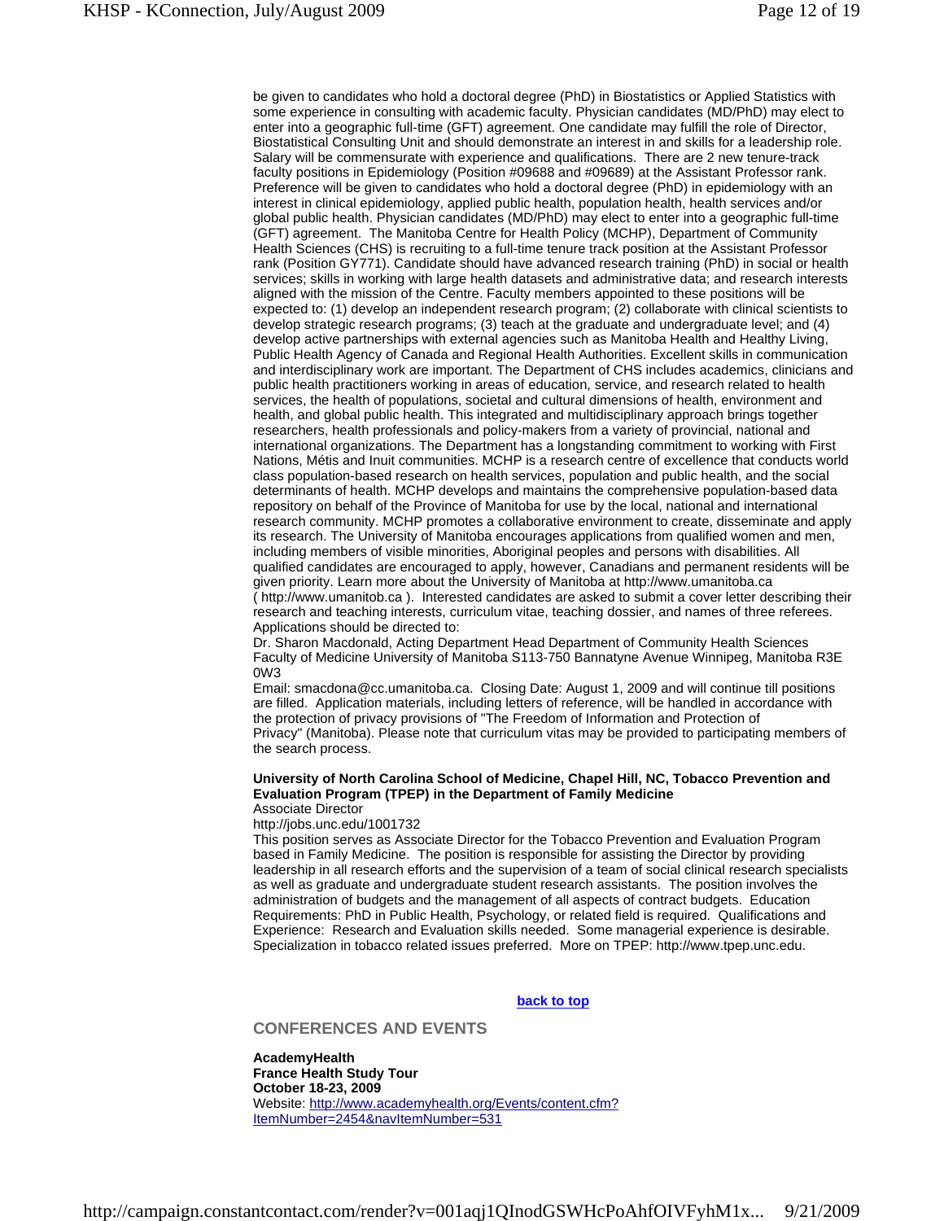be given to candidates who hold a doctoral degree (PhD) in Biostatistics or Applied Statistics with some experience in consulting with academic faculty. Physician candidates (MD/PhD) may elect to enter into a geographic full-time (GFT) agreement. One candidate may fulfill the role of Director, Biostatistical Consulting Unit and should demonstrate an interest in and skills for a leadership role. Salary will be commensurate with experience and qualifications. There are 2 new tenure-track faculty positions in Epidemiology (Position #09688 and #09689) at the Assistant Professor rank. Preference will be given to candidates who hold a doctoral degree (PhD) in epidemiology with an interest in clinical epidemiology, applied public health, population health, health services and/or global public health. Physician candidates (MD/PhD) may elect to enter into a geographic full-time (GFT) agreement. The Manitoba Centre for Health Policy (MCHP), Department of Community Health Sciences (CHS) is recruiting to a full-time tenure track position at the Assistant Professor rank (Position GY771). Candidate should have advanced research training (PhD) in social or health services; skills in working with large health datasets and administrative data; and research interests aligned with the mission of the Centre. Faculty members appointed to these positions will be expected to: (1) develop an independent research program; (2) collaborate with clinical scientists to develop strategic research programs; (3) teach at the graduate and undergraduate level; and (4) develop active partnerships with external agencies such as Manitoba Health and Healthy Living, Public Health Agency of Canada and Regional Health Authorities. Excellent skills in communication and interdisciplinary work are important. The Department of CHS includes academics, clinicians and public health practitioners working in areas of education, service, and research related to health services, the health of populations, societal and cultural dimensions of health, environment and health, and global public health. This integrated and multidisciplinary approach brings together researchers, health professionals and policy-makers from a variety of provincial, national and international organizations. The Department has a longstanding commitment to working with First Nations, Métis and Inuit communities. MCHP is a research centre of excellence that conducts world class population-based research on health services, population and public health, and the social determinants of health. MCHP develops and maintains the comprehensive population-based data repository on behalf of the Province of Manitoba for use by the local, national and international research community. MCHP promotes a collaborative environment to create, disseminate and apply its research. The University of Manitoba encourages applications from qualified women and men, including members of visible minorities, Aboriginal peoples and persons with disabilities. All qualified candidates are encouraged to apply, however, Canadians and permanent residents will be given priority. Learn more about the University of Manitoba at http://www.umanitoba.ca ( http://www.umanitob.ca ). Interested candidates are asked to submit a cover letter describing their research and teaching interests, curriculum vitae, teaching dossier, and names of three referees. Applications should be directed to:
Dr. Sharon Macdonald, Acting Department Head Department of Community Health Sciences Faculty of Medicine University of Manitoba S113-750 Bannatyne Avenue Winnipeg, Manitoba R3E 0W3
Email: smacdona@cc.umanitoba.ca. Closing Date: August 1, 2009 and will continue till positions are filled. Application materials, including letters of reference, will be handled in accordance with the protection of privacy provisions of "The Freedom of Information and Protection of Privacy" (Manitoba). Please note that curriculum vitas may be provided to participating members of the search process.

**University of North Carolina School of Medicine, Chapel Hill, NC, Tobacco Prevention and Evaluation Program (TPEP) in the Department of Family Medicine**
Associate Director
http://jobs.unc.edu/1001732
This position serves as Associate Director for the Tobacco Prevention and Evaluation Program based in Family Medicine. The position is responsible for assisting the Director by providing leadership in all research efforts and the supervision of a team of social clinical research specialists as well as graduate and undergraduate student research assistants. The position involves the administration of budgets and the management of all aspects of contract budgets. Education Requirements: PhD in Public Health, Psychology, or related field is required. Qualifications and Experience: Research and Evaluation skills needed. Some managerial experience is desirable. Specialization in tobacco related issues preferred. More on TPEP: http://www.tpep.unc.edu.

**back to top**

## CONFERENCES AND EVENTS

**AcademyHealth**
**France Health Study Tour**
**October 18-23, 2009**
Website: http://www.academyhealth.org/Events/content.cfm?ItemNumber=2454&navItemNumber=531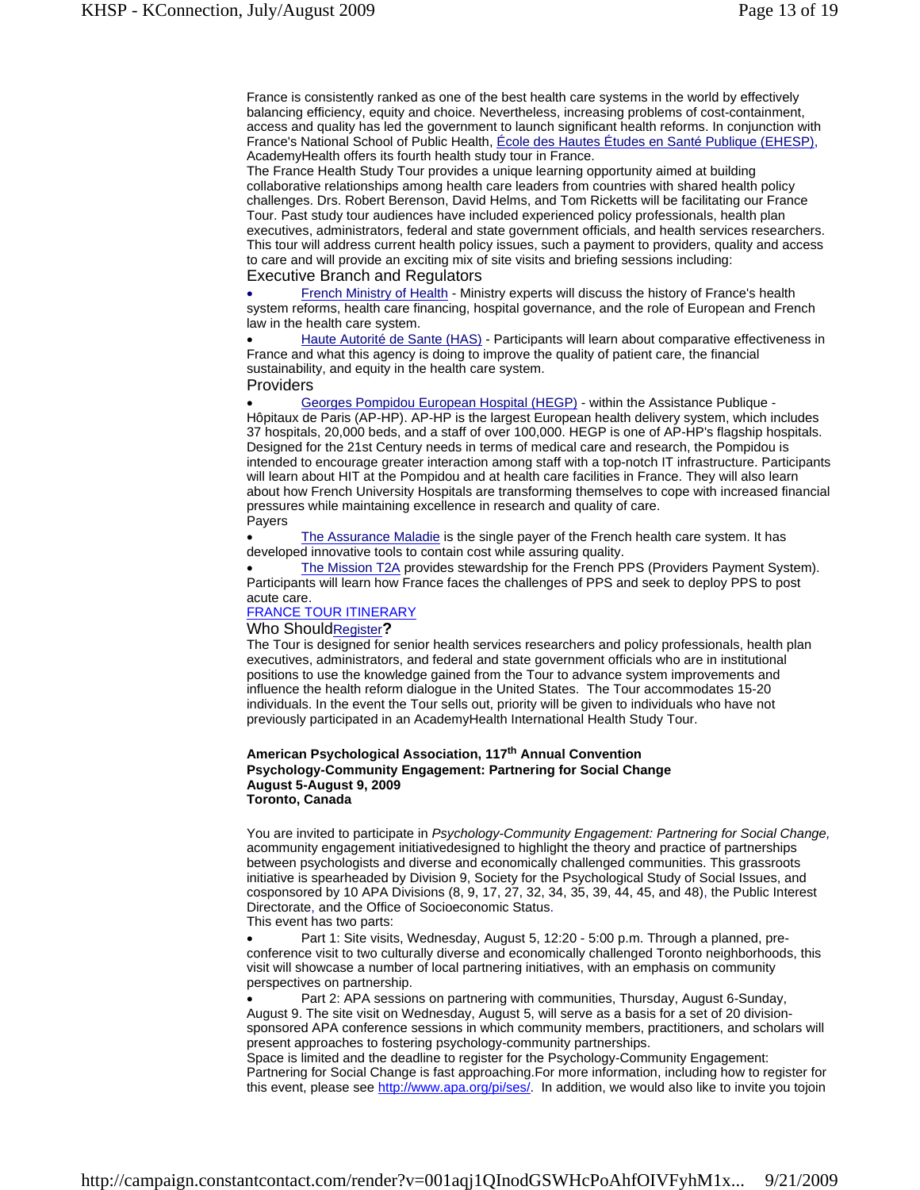France is consistently ranked as one of the best health care systems in the world by effectively balancing efficiency, equity and choice. Nevertheless, increasing problems of cost-containment, access and quality has led the government to launch significant health reforms. In conjunction with France's National School of Public Health, École des Hautes Études en Santé Publique (EHESP), AcademyHealth offers its fourth health study tour in France.

The France Health Study Tour provides a unique learning opportunity aimed at building collaborative relationships among health care leaders from countries with shared health policy challenges. Drs. Robert Berenson, David Helms, and Tom Ricketts will be facilitating our France Tour. Past study tour audiences have included experienced policy professionals, health plan executives, administrators, federal and state government officials, and health services researchers. This tour will address current health policy issues, such a payment to providers, quality and access to care and will provide an exciting mix of site visits and briefing sessions including:

Executive Branch and Regulators

- French Ministry of Health - Ministry experts will discuss the history of France's health system reforms, health care financing, hospital governance, and the role of European and French law in the health care system.
- Haute Autorité de Sante (HAS) - Participants will learn about comparative effectiveness in France and what this agency is doing to improve the quality of patient care, the financial sustainability, and equity in the health care system.

Providers

- Georges Pompidou European Hospital (HEGP) - within the Assistance Publique - Hôpitaux de Paris (AP-HP). AP-HP is the largest European health delivery system, which includes 37 hospitals, 20,000 beds, and a staff of over 100,000. HEGP is one of AP-HP's flagship hospitals. Designed for the 21st Century needs in terms of medical care and research, the Pompidou is intended to encourage greater interaction among staff with a top-notch IT infrastructure. Participants will learn about HIT at the Pompidou and at health care facilities in France. They will also learn about how French University Hospitals are transforming themselves to cope with increased financial pressures while maintaining excellence in research and quality of care.

Payers

- The Assurance Maladie is the single payer of the French health care system. It has developed innovative tools to contain cost while assuring quality.
- The Mission T2A provides stewardship for the French PPS (Providers Payment System). Participants will learn how France faces the challenges of PPS and seek to deploy PPS to post acute care.

FRANCE TOUR ITINERARY

Who Should Register**?**

The Tour is designed for senior health services researchers and policy professionals, health plan executives, administrators, and federal and state government officials who are in institutional positions to use the knowledge gained from the Tour to advance system improvements and influence the health reform dialogue in the United States. The Tour accommodates 15-20 individuals. In the event the Tour sells out, priority will be given to individuals who have not previously participated in an AcademyHealth International Health Study Tour.

**American Psychological Association, 117th Annual Convention**
**Psychology-Community Engagement: Partnering for Social Change**
**August 5-August 9, 2009**
**Toronto, Canada**

You are invited to participate in *Psychology-Community Engagement: Partnering for Social Change,* acommunity engagement initiativedesigned to highlight the theory and practice of partnerships between psychologists and diverse and economically challenged communities. This grassroots initiative is spearheaded by Division 9, Society for the Psychological Study of Social Issues, and cosponsored by 10 APA Divisions (8, 9, 17, 27, 32, 34, 35, 39, 44, 45, and 48), the Public Interest Directorate, and the Office of Socioeconomic Status.

This event has two parts:

- Part 1: Site visits, Wednesday, August 5, 12:20 - 5:00 p.m. Through a planned, pre-conference visit to two culturally diverse and economically challenged Toronto neighborhoods, this visit will showcase a number of local partnering initiatives, with an emphasis on community perspectives on partnership.
- Part 2: APA sessions on partnering with communities, Thursday, August 6-Sunday, August 9. The site visit on Wednesday, August 5, will serve as a basis for a set of 20 division-sponsored APA conference sessions in which community members, practitioners, and scholars will present approaches to fostering psychology-community partnerships.

Space is limited and the deadline to register for the Psychology-Community Engagement: Partnering for Social Change is fast approaching.For more information, including how to register for this event, please see http://www.apa.org/pi/ses/. In addition, we would also like to invite you tojoin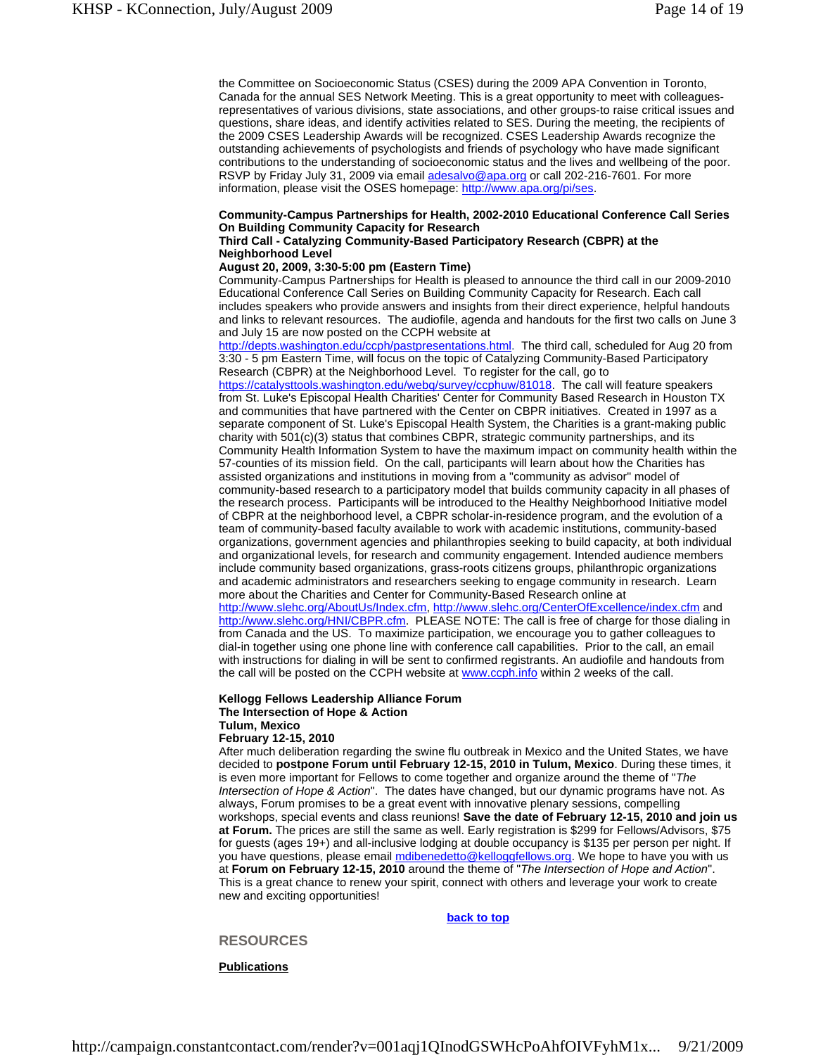the Committee on Socioeconomic Status (CSES) during the 2009 APA Convention in Toronto, Canada for the annual SES Network Meeting. This is a great opportunity to meet with colleagues-representatives of various divisions, state associations, and other groups-to raise critical issues and questions, share ideas, and identify activities related to SES. During the meeting, the recipients of the 2009 CSES Leadership Awards will be recognized. CSES Leadership Awards recognize the outstanding achievements of psychologists and friends of psychology who have made significant contributions to the understanding of socioeconomic status and the lives and wellbeing of the poor. RSVP by Friday July 31, 2009 via email adesalvo@apa.org or call 202-216-7601. For more information, please visit the OSES homepage: http://www.apa.org/pi/ses.

**Community-Campus Partnerships for Health, 2002-2010 Educational Conference Call Series On Building Community Capacity for Research**
**Third Call - Catalyzing Community-Based Participatory Research (CBPR) at the Neighborhood Level**
**August 20, 2009, 3:30-5:00 pm (Eastern Time)**

Community-Campus Partnerships for Health is pleased to announce the third call in our 2009-2010 Educational Conference Call Series on Building Community Capacity for Research. Each call includes speakers who provide answers and insights from their direct experience, helpful handouts and links to relevant resources. The audiofile, agenda and handouts for the first two calls on June 3 and July 15 are now posted on the CCPH website at http://depts.washington.edu/ccph/pastpresentations.html. The third call, scheduled for Aug 20 from 3:30 - 5 pm Eastern Time, will focus on the topic of Catalyzing Community-Based Participatory Research (CBPR) at the Neighborhood Level. To register for the call, go to https://catalysttools.washington.edu/webq/survey/ccphuw/81018. The call will feature speakers from St. Luke's Episcopal Health Charities' Center for Community Based Research in Houston TX and communities that have partnered with the Center on CBPR initiatives. Created in 1997 as a separate component of St. Luke's Episcopal Health System, the Charities is a grant-making public charity with 501(c)(3) status that combines CBPR, strategic community partnerships, and its Community Health Information System to have the maximum impact on community health within the 57-counties of its mission field. On the call, participants will learn about how the Charities has assisted organizations and institutions in moving from a "community as advisor" model of community-based research to a participatory model that builds community capacity in all phases of the research process. Participants will be introduced to the Healthy Neighborhood Initiative model of CBPR at the neighborhood level, a CBPR scholar-in-residence program, and the evolution of a team of community-based faculty available to work with academic institutions, community-based organizations, government agencies and philanthropies seeking to build capacity, at both individual and organizational levels, for research and community engagement. Intended audience members include community based organizations, grass-roots citizens groups, philanthropic organizations and academic administrators and researchers seeking to engage community in research. Learn more about the Charities and Center for Community-Based Research online at http://www.slehc.org/AboutUs/Index.cfm, http://www.slehc.org/CenterOfExcellence/index.cfm and http://www.slehc.org/HNI/CBPR.cfm. PLEASE NOTE: The call is free of charge for those dialing in from Canada and the US. To maximize participation, we encourage you to gather colleagues to dial-in together using one phone line with conference call capabilities. Prior to the call, an email with instructions for dialing in will be sent to confirmed registrants. An audiofile and handouts from the call will be posted on the CCPH website at www.ccph.info within 2 weeks of the call.

**Kellogg Fellows Leadership Alliance Forum**
**The Intersection of Hope & Action**
**Tulum, Mexico**
**February 12-15, 2010**

After much deliberation regarding the swine flu outbreak in Mexico and the United States, we have decided to **postpone Forum until February 12-15, 2010 in Tulum, Mexico**. During these times, it is even more important for Fellows to come together and organize around the theme of "*The Intersection of Hope & Action*". The dates have changed, but our dynamic programs have not. As always, Forum promises to be a great event with innovative plenary sessions, compelling workshops, special events and class reunions! **Save the date of February 12-15, 2010 and join us at Forum.** The prices are still the same as well. Early registration is $299 for Fellows/Advisors, $75 for guests (ages 19+) and all-inclusive lodging at double occupancy is $135 per person per night. If you have questions, please email mdibenedetto@kelloggfellows.org. We hope to have you with us at **Forum on February 12-15, 2010** around the theme of "*The Intersection of Hope and Action*". This is a great chance to renew your spirit, connect with others and leverage your work to create new and exciting opportunities!

**back to top**

## RESOURCES

**Publications**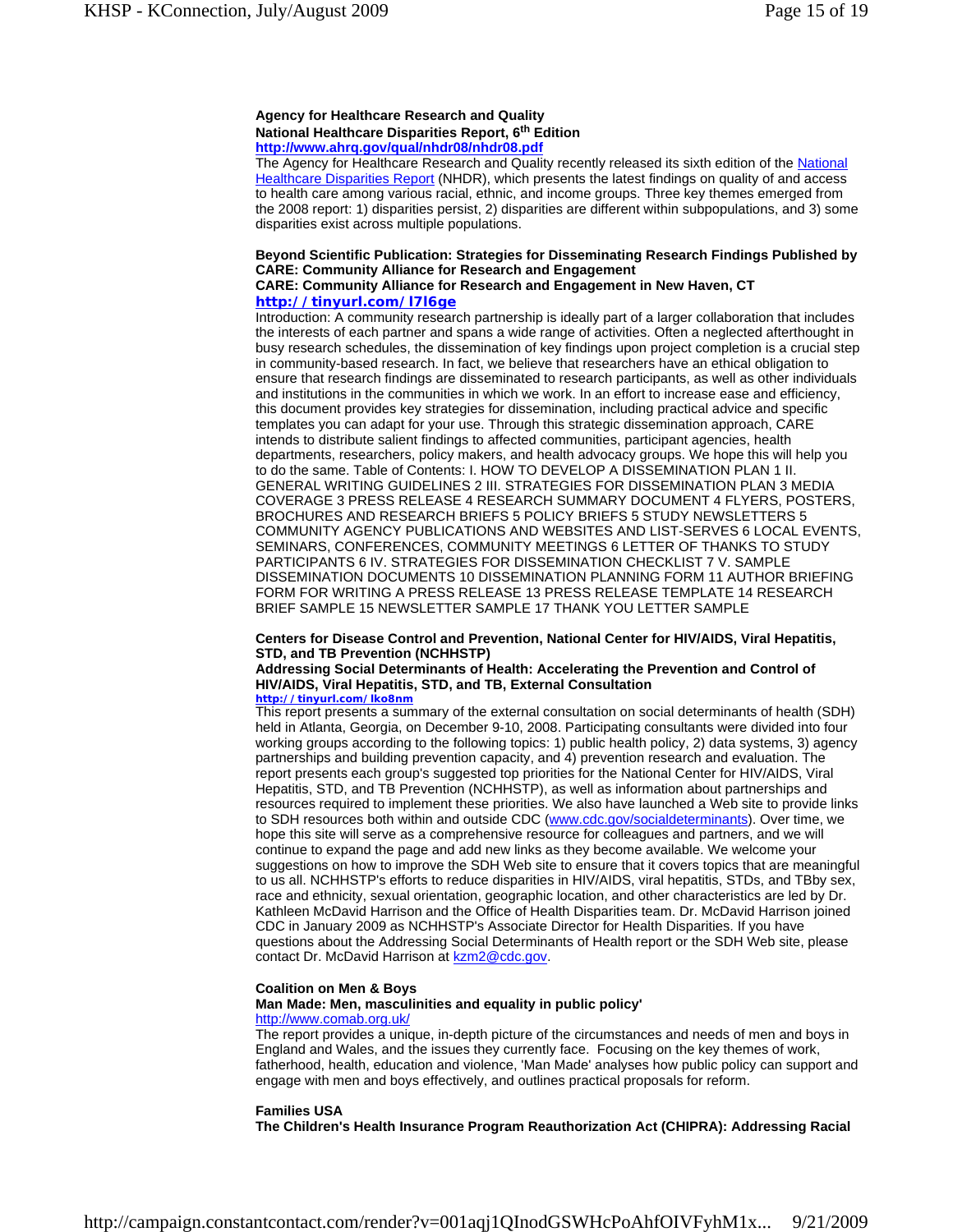**Agency for Healthcare Research and Quality**
**National Healthcare Disparities Report, 6th Edition**
**http://www.ahrq.gov/qual/nhdr08/nhdr08.pdf**

The Agency for Healthcare Research and Quality recently released its sixth edition of the National Healthcare Disparities Report (NHDR), which presents the latest findings on quality of and access to health care among various racial, ethnic, and income groups. Three key themes emerged from the 2008 report: 1) disparities persist, 2) disparities are different within subpopulations, and 3) some disparities exist across multiple populations.

**Beyond Scientific Publication: Strategies for Disseminating Research Findings Published by CARE: Community Alliance for Research and Engagement**
**CARE: Community Alliance for Research and Engagement in New Haven, CT**
**http://tinyurl.com/l7l6ge**

Introduction: A community research partnership is ideally part of a larger collaboration that includes the interests of each partner and spans a wide range of activities. Often a neglected afterthought in busy research schedules, the dissemination of key findings upon project completion is a crucial step in community-based research. In fact, we believe that researchers have an ethical obligation to ensure that research findings are disseminated to research participants, as well as other individuals and institutions in the communities in which we work. In an effort to increase ease and efficiency, this document provides key strategies for dissemination, including practical advice and specific templates you can adapt for your use. Through this strategic dissemination approach, CARE intends to distribute salient findings to affected communities, participant agencies, health departments, researchers, policy makers, and health advocacy groups. We hope this will help you to do the same. Table of Contents: I. HOW TO DEVELOP A DISSEMINATION PLAN 1 II. GENERAL WRITING GUIDELINES 2 III. STRATEGIES FOR DISSEMINATION PLAN 3 MEDIA COVERAGE 3 PRESS RELEASE 4 RESEARCH SUMMARY DOCUMENT 4 FLYERS, POSTERS, BROCHURES AND RESEARCH BRIEFS 5 POLICY BRIEFS 5 STUDY NEWSLETTERS 5 COMMUNITY AGENCY PUBLICATIONS AND WEBSITES AND LIST-SERVES 6 LOCAL EVENTS, SEMINARS, CONFERENCES, COMMUNITY MEETINGS 6 LETTER OF THANKS TO STUDY PARTICIPANTS 6 IV. STRATEGIES FOR DISSEMINATION CHECKLIST 7 V. SAMPLE DISSEMINATION DOCUMENTS 10 DISSEMINATION PLANNING FORM 11 AUTHOR BRIEFING FORM FOR WRITING A PRESS RELEASE 13 PRESS RELEASE TEMPLATE 14 RESEARCH BRIEF SAMPLE 15 NEWSLETTER SAMPLE 17 THANK YOU LETTER SAMPLE

**Centers for Disease Control and Prevention, National Center for HIV/AIDS, Viral Hepatitis, STD, and TB Prevention (NCHHSTP)**
**Addressing Social Determinants of Health: Accelerating the Prevention and Control of HIV/AIDS, Viral Hepatitis, STD, and TB, External Consultation**
**http://tinyurl.com/lko8nm**

This report presents a summary of the external consultation on social determinants of health (SDH) held in Atlanta, Georgia, on December 9-10, 2008. Participating consultants were divided into four working groups according to the following topics: 1) public health policy, 2) data systems, 3) agency partnerships and building prevention capacity, and 4) prevention research and evaluation. The report presents each group's suggested top priorities for the National Center for HIV/AIDS, Viral Hepatitis, STD, and TB Prevention (NCHHSTP), as well as information about partnerships and resources required to implement these priorities. We also have launched a Web site to provide links to SDH resources both within and outside CDC (www.cdc.gov/socialdeterminants). Over time, we hope this site will serve as a comprehensive resource for colleagues and partners, and we will continue to expand the page and add new links as they become available. We welcome your suggestions on how to improve the SDH Web site to ensure that it covers topics that are meaningful to us all. NCHHSTP's efforts to reduce disparities in HIV/AIDS, viral hepatitis, STDs, and TBby sex, race and ethnicity, sexual orientation, geographic location, and other characteristics are led by Dr. Kathleen McDavid Harrison and the Office of Health Disparities team. Dr. McDavid Harrison joined CDC in January 2009 as NCHHSTP's Associate Director for Health Disparities. If you have questions about the Addressing Social Determinants of Health report or the SDH Web site, please contact Dr. McDavid Harrison at kzm2@cdc.gov.

**Coalition on Men & Boys**
**Man Made: Men, masculinities and equality in public policy'**
http://www.comab.org.uk/

The report provides a unique, in-depth picture of the circumstances and needs of men and boys in England and Wales, and the issues they currently face. Focusing on the key themes of work, fatherhood, health, education and violence, 'Man Made' analyses how public policy can support and engage with men and boys effectively, and outlines practical proposals for reform.

**Families USA**
**The Children's Health Insurance Program Reauthorization Act (CHIPRA): Addressing Racial**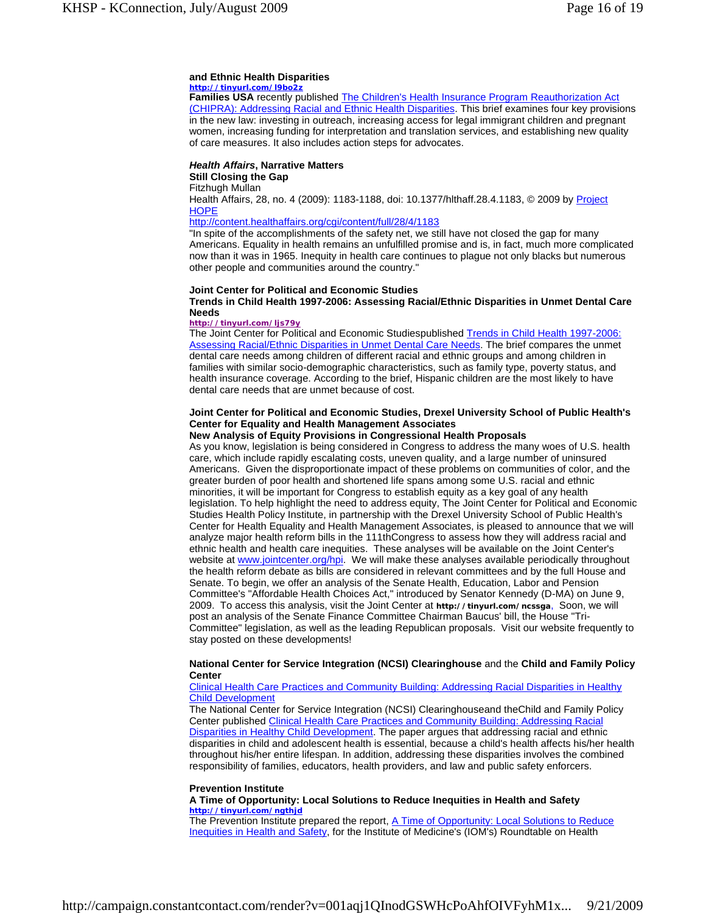**and Ethnic Health Disparities**

**http://tinyurl.com/l9bo2z**

**Families USA** recently published The Children's Health Insurance Program Reauthorization Act (CHIPRA): Addressing Racial and Ethnic Health Disparities. This brief examines four key provisions in the new law: investing in outreach, increasing access for legal immigrant children and pregnant women, increasing funding for interpretation and translation services, and establishing new quality of care measures. It also includes action steps for advocates.

***Health Affairs*, Narrative Matters**

**Still Closing the Gap**

Fitzhugh Mullan

Health Affairs, 28, no. 4 (2009): 1183-1188, doi: 10.1377/hlthaff.28.4.1183, © 2009 by Project HOPE

http://content.healthaffairs.org/cgi/content/full/28/4/1183

"In spite of the accomplishments of the safety net, we still have not closed the gap for many Americans. Equality in health remains an unfulfilled promise and is, in fact, much more complicated now than it was in 1965. Inequity in health care continues to plague not only blacks but numerous other people and communities around the country."

**Joint Center for Political and Economic Studies**

**Trends in Child Health 1997-2006: Assessing Racial/Ethnic Disparities in Unmet Dental Care Needs**

**http://tinyurl.com/ljs79y**

The Joint Center for Political and Economic Studiespublished Trends in Child Health 1997-2006: Assessing Racial/Ethnic Disparities in Unmet Dental Care Needs. The brief compares the unmet dental care needs among children of different racial and ethnic groups and among children in families with similar socio-demographic characteristics, such as family type, poverty status, and health insurance coverage. According to the brief, Hispanic children are the most likely to have dental care needs that are unmet because of cost.

**Joint Center for Political and Economic Studies, Drexel University School of Public Health's Center for Equality and Health Management Associates**

**New Analysis of Equity Provisions in Congressional Health Proposals**

As you know, legislation is being considered in Congress to address the many woes of U.S. health care, which include rapidly escalating costs, uneven quality, and a large number of uninsured Americans. Given the disproportionate impact of these problems on communities of color, and the greater burden of poor health and shortened life spans among some U.S. racial and ethnic minorities, it will be important for Congress to establish equity as a key goal of any health legislation. To help highlight the need to address equity, The Joint Center for Political and Economic Studies Health Policy Institute, in partnership with the Drexel University School of Public Health's Center for Health Equality and Health Management Associates, is pleased to announce that we will analyze major health reform bills in the 111thCongress to assess how they will address racial and ethnic health and health care inequities. These analyses will be available on the Joint Center's website at www.jointcenter.org/hpi. We will make these analyses available periodically throughout the health reform debate as bills are considered in relevant committees and by the full House and Senate. To begin, we offer an analysis of the Senate Health, Education, Labor and Pension Committee's "Affordable Health Choices Act," introduced by Senator Kennedy (D-MA) on June 9, 2009. To access this analysis, visit the Joint Center at **http://tinyurl.com/ncssga**, Soon, we will post an analysis of the Senate Finance Committee Chairman Baucus' bill, the House "Tri-Committee" legislation, as well as the leading Republican proposals. Visit our website frequently to stay posted on these developments!

**National Center for Service Integration (NCSI) Clearinghouse** and the **Child and Family Policy Center**

Clinical Health Care Practices and Community Building: Addressing Racial Disparities in Healthy Child Development

The National Center for Service Integration (NCSI) Clearinghouseand theChild and Family Policy Center published Clinical Health Care Practices and Community Building: Addressing Racial Disparities in Healthy Child Development. The paper argues that addressing racial and ethnic disparities in child and adolescent health is essential, because a child's health affects his/her health throughout his/her entire lifespan. In addition, addressing these disparities involves the combined responsibility of families, educators, health providers, and law and public safety enforcers.

**Prevention Institute**

**A Time of Opportunity: Local Solutions to Reduce Inequities in Health and Safety**

**http://tinyurl.com/ngthjd**

The Prevention Institute prepared the report, A Time of Opportunity: Local Solutions to Reduce Inequities in Health and Safety, for the Institute of Medicine's (IOM's) Roundtable on Health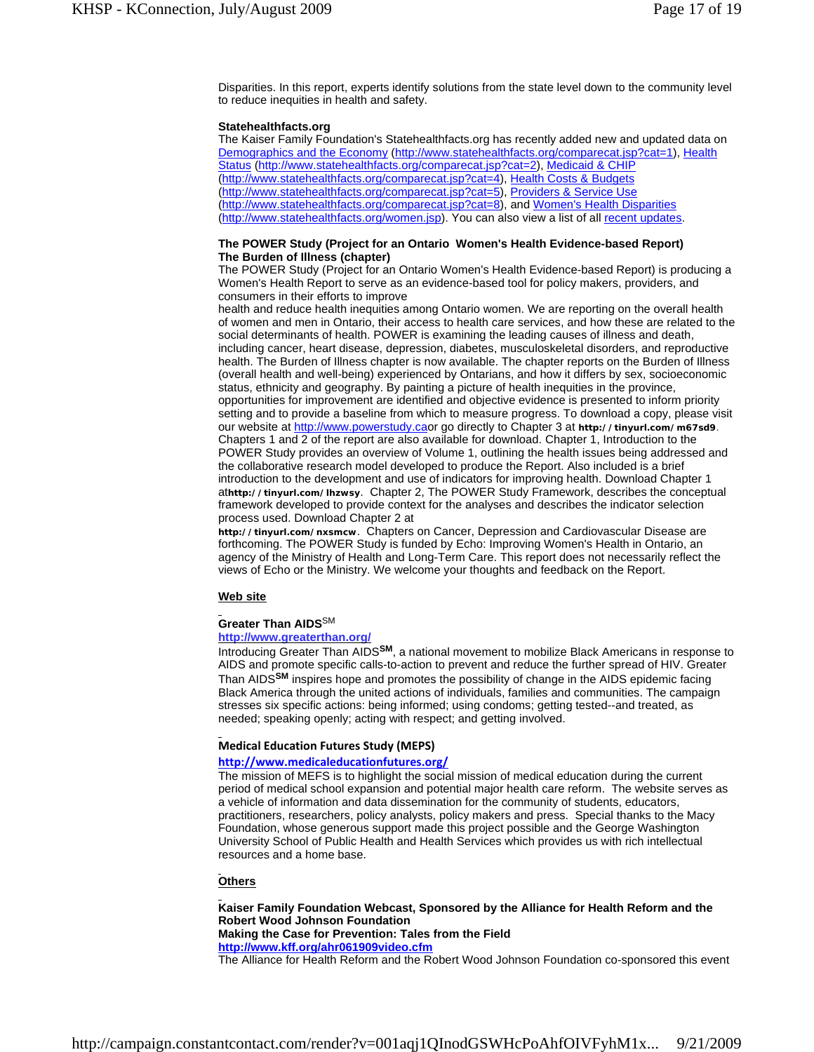Disparities. In this report, experts identify solutions from the state level down to the community level to reduce inequities in health and safety.

**Statehealthfacts.org**
The Kaiser Family Foundation's Statehealthfacts.org has recently added new and updated data on Demographics and the Economy (http://www.statehealthfacts.org/comparecat.jsp?cat=1), Health Status (http://www.statehealthfacts.org/comparecat.jsp?cat=2), Medicaid & CHIP (http://www.statehealthfacts.org/comparecat.jsp?cat=4), Health Costs & Budgets (http://www.statehealthfacts.org/comparecat.jsp?cat=5), Providers & Service Use (http://www.statehealthfacts.org/comparecat.jsp?cat=8), and Women's Health Disparities (http://www.statehealthfacts.org/women.jsp). You can also view a list of all recent updates.

**The POWER Study (Project for an Ontario Women's Health Evidence-based Report)**
**The Burden of Illness (chapter)**
The POWER Study (Project for an Ontario Women's Health Evidence-based Report) is producing a Women's Health Report to serve as an evidence-based tool for policy makers, providers, and consumers in their efforts to improve
health and reduce health inequities among Ontario women. We are reporting on the overall health of women and men in Ontario, their access to health care services, and how these are related to the social determinants of health. POWER is examining the leading causes of illness and death, including cancer, heart disease, depression, diabetes, musculoskeletal disorders, and reproductive health. The Burden of Illness chapter is now available. The chapter reports on the Burden of Illness (overall health and well-being) experienced by Ontarians, and how it differs by sex, socioeconomic status, ethnicity and geography. By painting a picture of health inequities in the province, opportunities for improvement are identified and objective evidence is presented to inform priority setting and to provide a baseline from which to measure progress. To download a copy, please visit our website at http://www.powerstudy.caor go directly to Chapter 3 at **http://tinyurl.com/m67sd9**. Chapters 1 and 2 of the report are also available for download. Chapter 1, Introduction to the POWER Study provides an overview of Volume 1, outlining the health issues being addressed and the collaborative research model developed to produce the Report. Also included is a brief introduction to the development and use of indicators for improving health. Download Chapter 1 at**http://tinyurl.com/lhzwsy**. Chapter 2, The POWER Study Framework, describes the conceptual framework developed to provide context for the analyses and describes the indicator selection process used. Download Chapter 2 at
**http://tinyurl.com/nxsmcw**. Chapters on Cancer, Depression and Cardiovascular Disease are forthcoming. The POWER Study is funded by Echo: Improving Women's Health in Ontario, an agency of the Ministry of Health and Long-Term Care. This report does not necessarily reflect the views of Echo or the Ministry. We welcome your thoughts and feedback on the Report.

**Web site**

**Greater Than AIDS℠**
**http://www.greaterthan.org/**
Introducing Greater Than AIDS℠, a national movement to mobilize Black Americans in response to AIDS and promote specific calls-to-action to prevent and reduce the further spread of HIV. Greater Than AIDS℠ inspires hope and promotes the possibility of change in the AIDS epidemic facing Black America through the united actions of individuals, families and communities. The campaign stresses six specific actions: being informed; using condoms; getting tested--and treated, as needed; speaking openly; acting with respect; and getting involved.

**Medical Education Futures Study (MEPS)**
**http://www.medicaleducationfutures.org/**
The mission of MEFS is to highlight the social mission of medical education during the current period of medical school expansion and potential major health care reform. The website serves as a vehicle of information and data dissemination for the community of students, educators, practitioners, researchers, policy analysts, policy makers and press. Special thanks to the Macy Foundation, whose generous support made this project possible and the George Washington University School of Public Health and Health Services which provides us with rich intellectual resources and a home base.

**Others**

**Kaiser Family Foundation Webcast, Sponsored by the Alliance for Health Reform and the Robert Wood Johnson Foundation**
**Making the Case for Prevention: Tales from the Field**
**http://www.kff.org/ahr061909video.cfm**
The Alliance for Health Reform and the Robert Wood Johnson Foundation co-sponsored this event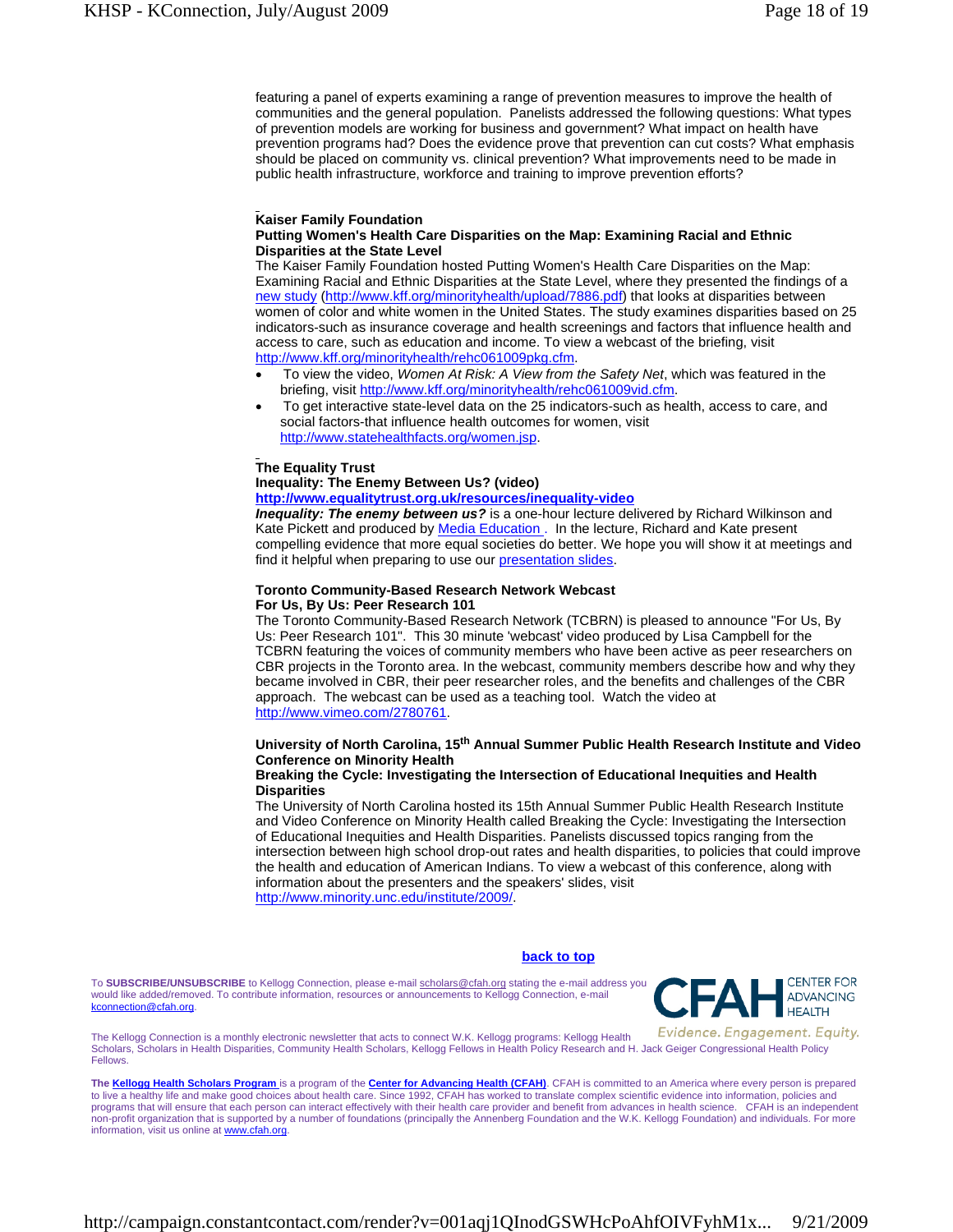featuring a panel of experts examining a range of prevention measures to improve the health of communities and the general population. Panelists addressed the following questions: What types of prevention models are working for business and government? What impact on health have prevention programs had? Does the evidence prove that prevention can cut costs? What emphasis should be placed on community vs. clinical prevention? What improvements need to be made in public health infrastructure, workforce and training to improve prevention efforts?

**Kaiser Family Foundation**
**Putting Women's Health Care Disparities on the Map: Examining Racial and Ethnic Disparities at the State Level**

The Kaiser Family Foundation hosted Putting Women's Health Care Disparities on the Map: Examining Racial and Ethnic Disparities at the State Level, where they presented the findings of a new study (http://www.kff.org/minorityhealth/upload/7886.pdf) that looks at disparities between women of color and white women in the United States. The study examines disparities based on 25 indicators-such as insurance coverage and health screenings and factors that influence health and access to care, such as education and income. To view a webcast of the briefing, visit http://www.kff.org/minorityhealth/rehc061009pkg.cfm.

- To view the video, *Women At Risk: A View from the Safety Net*, which was featured in the briefing, visit http://www.kff.org/minorityhealth/rehc061009vid.cfm.
- To get interactive state-level data on the 25 indicators-such as health, access to care, and social factors-that influence health outcomes for women, visit http://www.statehealthfacts.org/women.jsp.

**The Equality Trust**
**Inequality: The Enemy Between Us? (video)**
**http://www.equalitytrust.org.uk/resources/inequality-video**

***Inequality: The enemy between us?*** is a one-hour lecture delivered by Richard Wilkinson and Kate Pickett and produced by Media Education . In the lecture, Richard and Kate present compelling evidence that more equal societies do better. We hope you will show it at meetings and find it helpful when preparing to use our presentation slides.

**Toronto Community-Based Research Network Webcast**
**For Us, By Us: Peer Research 101**

The Toronto Community-Based Research Network (TCBRN) is pleased to announce "For Us, By Us: Peer Research 101". This 30 minute 'webcast' video produced by Lisa Campbell for the TCBRN featuring the voices of community members who have been active as peer researchers on CBR projects in the Toronto area. In the webcast, community members describe how and why they became involved in CBR, their peer researcher roles, and the benefits and challenges of the CBR approach. The webcast can be used as a teaching tool. Watch the video at http://www.vimeo.com/2780761.

**University of North Carolina, 15th Annual Summer Public Health Research Institute and Video Conference on Minority Health**
**Breaking the Cycle: Investigating the Intersection of Educational Inequities and Health Disparities**

The University of North Carolina hosted its 15th Annual Summer Public Health Research Institute and Video Conference on Minority Health called Breaking the Cycle: Investigating the Intersection of Educational Inequities and Health Disparities. Panelists discussed topics ranging from the intersection between high school drop-out rates and health disparities, to policies that could improve the health and education of American Indians. To view a webcast of this conference, along with information about the presenters and the speakers' slides, visit http://www.minority.unc.edu/institute/2009/.

**back to top**

To **SUBSCRIBE/UNSUBSCRIBE** to Kellogg Connection, please e-mail scholars@cfah.org stating the e-mail address you would like added/removed. To contribute information, resources or announcements to Kellogg Connection, e-mail kconnection@cfah.org.

CFAH CENTER FOR ADVANCING HEALTH
Evidence. Engagement. Equity.

The Kellogg Connection is a monthly electronic newsletter that acts to connect W.K. Kellogg programs: Kellogg Health Scholars, Scholars in Health Disparities, Community Health Scholars, Kellogg Fellows in Health Policy Research and H. Jack Geiger Congressional Health Policy Fellows.

The **Kellogg Health Scholars Program** is a program of the **Center for Advancing Health (CFAH)**. CFAH is committed to an America where every person is prepared to live a healthy life and make good choices about health care. Since 1992, CFAH has worked to translate complex scientific evidence into information, policies and programs that will ensure that each person can interact effectively with their health care provider and benefit from advances in health science. CFAH is an independent non-profit organization that is supported by a number of foundations (principally the Annenberg Foundation and the W.K. Kellogg Foundation) and individuals. For more information, visit us online at www.cfah.org.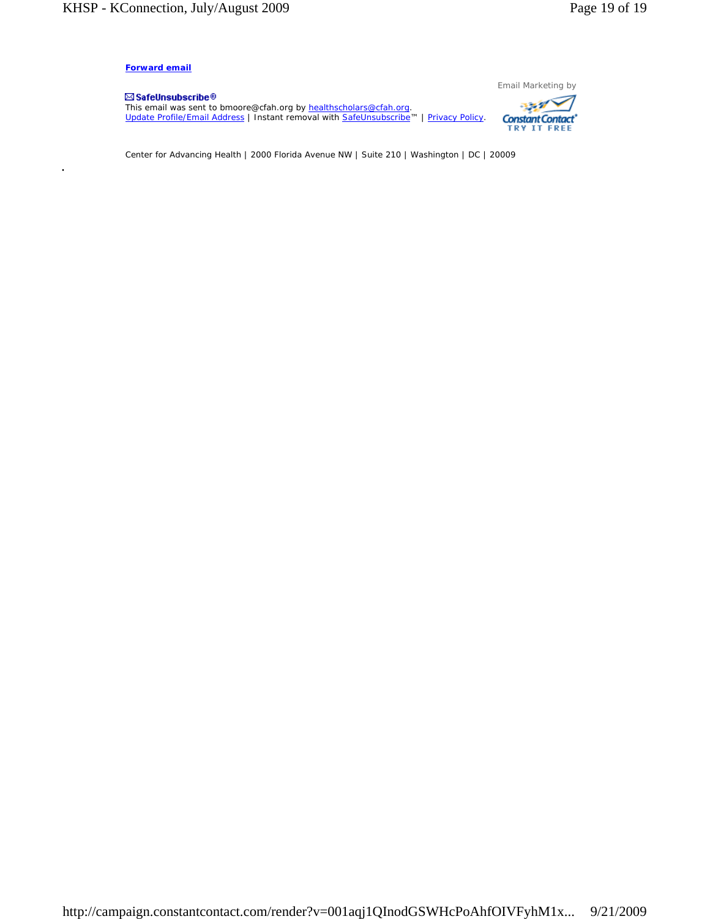**Forward email**

✉ **SafeUnsubscribe®**
This email was sent to bmoore@cfah.org by healthscholars@cfah.org.
Update Profile/Email Address | Instant removal with SafeUnsubscribe™ | Privacy Policy.

Email Marketing by

Constant Contact® TRY IT FREE

Center for Advancing Health | 2000 Florida Avenue NW | Suite 210 | Washington | DC | 20009